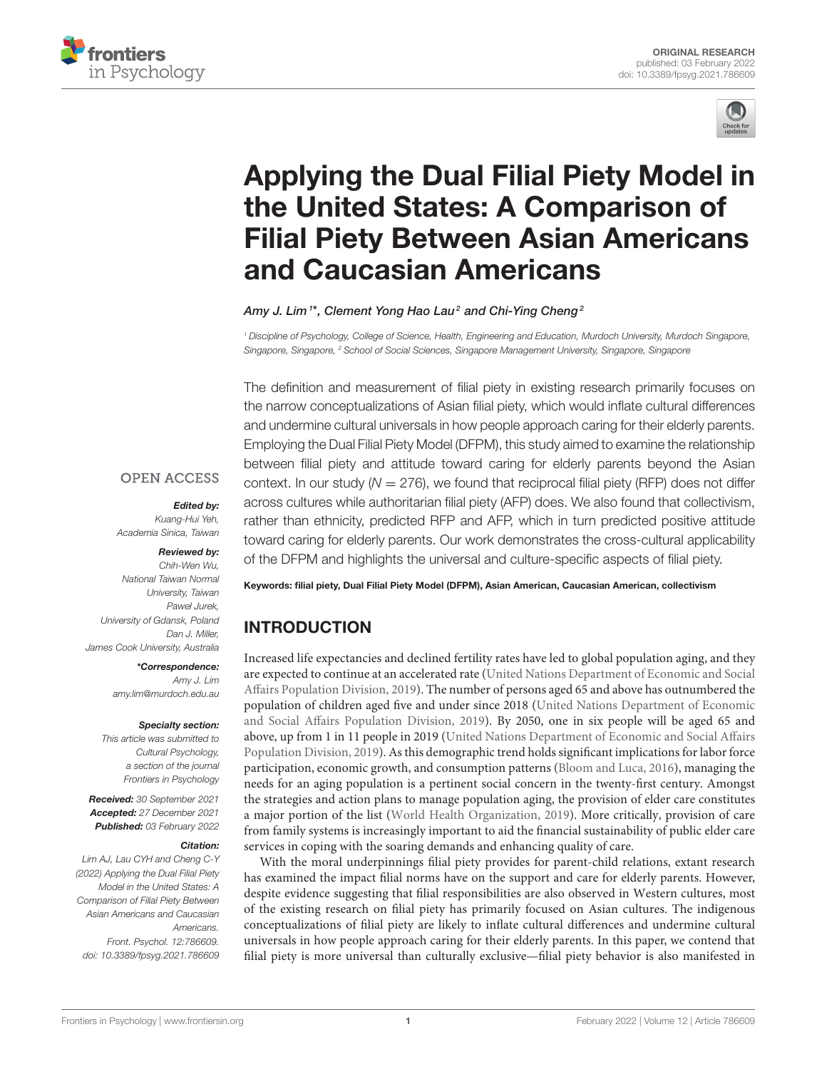ORIGINAL RESEARCH
published: 03 February 2022
doi: 10.3389/fpsyg.2021.786609

# Applying the Dual Filial Piety Model in the United States: A Comparison of Filial Piety Between Asian Americans and Caucasian Americans

*Amy J. Lim[1]\*, Clement Yong Hao Lau[2] and Chi-Ying Cheng[2]*

[1] *Discipline of Psychology, College of Science, Health, Engineering and Education, Murdoch University, Murdoch Singapore, Singapore, Singapore,* [2] *School of Social Sciences, Singapore Management University, Singapore, Singapore*

The definition and measurement of filial piety in existing research primarily focuses on the narrow conceptualizations of Asian filial piety, which would inflate cultural differences and undermine cultural universals in how people approach caring for their elderly parents. Employing the Dual Filial Piety Model (DFPM), this study aimed to examine the relationship between filial piety and attitude toward caring for elderly parents beyond the Asian context. In our study ($N = 276$), we found that reciprocal filial piety (RFP) does not differ across cultures while authoritarian filial piety (AFP) does. We also found that collectivism, rather than ethnicity, predicted RFP and AFP, which in turn predicted positive attitude toward caring for elderly parents. Our work demonstrates the cross-cultural applicability of the DFPM and highlights the universal and culture-specific aspects of filial piety.

**Keywords: filial piety, Dual Filial Piety Model (DFPM), Asian American, Caucasian American, collectivism**

OPEN ACCESS

***Edited by:***
*Kuang-Hui Yeh,*
*Academia Sinica, Taiwan*

***Reviewed by:***
*Chih-Wen Wu,*
*National Taiwan Normal University, Taiwan*
*Paweł Jurek,*
*University of Gdansk, Poland*
*Dan J. Miller,*
*James Cook University, Australia*

***\*Correspondence:***
*Amy J. Lim*
*amy.lim@murdoch.edu.au*

***Specialty section:***
*This article was submitted to Cultural Psychology, a section of the journal Frontiers in Psychology*

***Received:*** *30 September 2021*
***Accepted:*** *27 December 2021*
***Published:*** *03 February 2022*

***Citation:***
*Lim AJ, Lau CYH and Cheng C-Y (2022) Applying the Dual Filial Piety Model in the United States: A Comparison of Filial Piety Between Asian Americans and Caucasian Americans. Front. Psychol. 12:786609. doi: 10.3389/fpsyg.2021.786609*

## INTRODUCTION

Increased life expectancies and declined fertility rates have led to global population aging, and they are expected to continue at an accelerated rate (United Nations Department of Economic and Social Affairs Population Division, 2019). The number of persons aged 65 and above has outnumbered the population of children aged five and under since 2018 (United Nations Department of Economic and Social Affairs Population Division, 2019). By 2050, one in six people will be aged 65 and above, up from 1 in 11 people in 2019 (United Nations Department of Economic and Social Affairs Population Division, 2019). As this demographic trend holds significant implications for labor force participation, economic growth, and consumption patterns (Bloom and Luca, 2016), managing the needs for an aging population is a pertinent social concern in the twenty-first century. Amongst the strategies and action plans to manage population aging, the provision of elder care constitutes a major portion of the list (World Health Organization, 2019). More critically, provision of care from family systems is increasingly important to aid the financial sustainability of public elder care services in coping with the soaring demands and enhancing quality of care.

With the moral underpinnings filial piety provides for parent-child relations, extant research has examined the impact filial norms have on the support and care for elderly parents. However, despite evidence suggesting that filial responsibilities are also observed in Western cultures, most of the existing research on filial piety has primarily focused on Asian cultures. The indigenous conceptualizations of filial piety are likely to inflate cultural differences and undermine cultural universals in how people approach caring for their elderly parents. In this paper, we contend that filial piety is more universal than culturally exclusive—filial piety behavior is also manifested in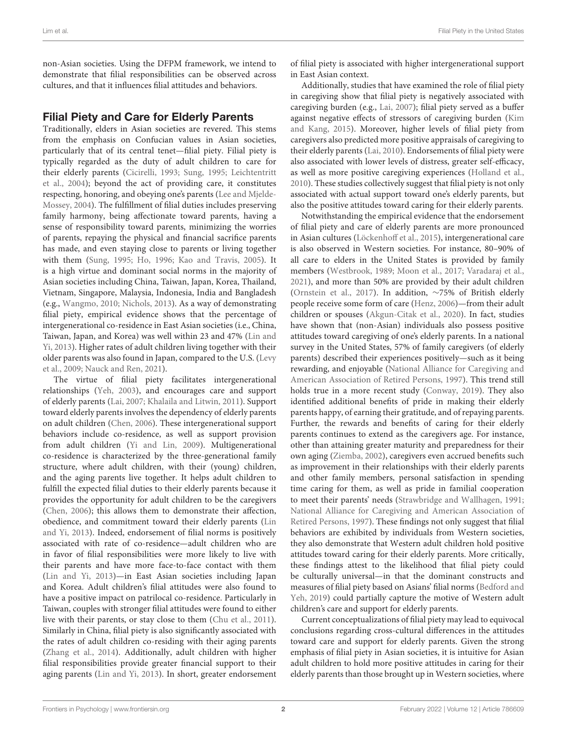non-Asian societies. Using the DFPM framework, we intend to demonstrate that filial responsibilities can be observed across cultures, and that it influences filial attitudes and behaviors.

## Filial Piety and Care for Elderly Parents

Traditionally, elders in Asian societies are revered. This stems from the emphasis on Confucian values in Asian societies, particularly that of its central tenet—filial piety. Filial piety is typically regarded as the duty of adult children to care for their elderly parents (Cicirelli, 1993; Sung, 1995; Leichtentritt et al., 2004); beyond the act of providing care, it constitutes respecting, honoring, and obeying one's parents (Lee and Mjelde-Mossey, 2004). The fulfillment of filial duties includes preserving family harmony, being affectionate toward parents, having a sense of responsibility toward parents, minimizing the worries of parents, repaying the physical and financial sacrifice parents has made, and even staying close to parents or living together with them (Sung, 1995; Ho, 1996; Kao and Travis, 2005). It is a high virtue and dominant social norms in the majority of Asian societies including China, Taiwan, Japan, Korea, Thailand, Vietnam, Singapore, Malaysia, Indonesia, India and Bangladesh (e.g., Wangmo, 2010; Nichols, 2013). As a way of demonstrating filial piety, empirical evidence shows that the percentage of intergenerational co-residence in East Asian societies (i.e., China, Taiwan, Japan, and Korea) was well within 23 and 47% (Lin and Yi, 2013). Higher rates of adult children living together with their older parents was also found in Japan, compared to the U.S. (Levy et al., 2009; Nauck and Ren, 2021).

The virtue of filial piety facilitates intergenerational relationships (Yeh, 2003), and encourages care and support of elderly parents (Lai, 2007; Khalaila and Litwin, 2011). Support toward elderly parents involves the dependency of elderly parents on adult children (Chen, 2006). These intergenerational support behaviors include co-residence, as well as support provision from adult children (Yi and Lin, 2009). Multigenerational co-residence is characterized by the three-generational family structure, where adult children, with their (young) children, and the aging parents live together. It helps adult children to fulfill the expected filial duties to their elderly parents because it provides the opportunity for adult children to be the caregivers (Chen, 2006); this allows them to demonstrate their affection, obedience, and commitment toward their elderly parents (Lin and Yi, 2013). Indeed, endorsement of filial norms is positively associated with rate of co-residence—adult children who are in favor of filial responsibilities were more likely to live with their parents and have more face-to-face contact with them (Lin and Yi, 2013)—in East Asian societies including Japan and Korea. Adult children's filial attitudes were also found to have a positive impact on patrilocal co-residence. Particularly in Taiwan, couples with stronger filial attitudes were found to either live with their parents, or stay close to them (Chu et al., 2011). Similarly in China, filial piety is also significantly associated with the rates of adult children co-residing with their aging parents (Zhang et al., 2014). Additionally, adult children with higher filial responsibilities provide greater financial support to their aging parents (Lin and Yi, 2013). In short, greater endorsement of filial piety is associated with higher intergenerational support in East Asian context.

Additionally, studies that have examined the role of filial piety in caregiving show that filial piety is negatively associated with caregiving burden (e.g., Lai, 2007); filial piety served as a buffer against negative effects of stressors of caregiving burden (Kim and Kang, 2015). Moreover, higher levels of filial piety from caregivers also predicted more positive appraisals of caregiving to their elderly parents (Lai, 2010). Endorsements of filial piety were also associated with lower levels of distress, greater self-efficacy, as well as more positive caregiving experiences (Holland et al., 2010). These studies collectively suggest that filial piety is not only associated with actual support toward one's elderly parents, but also the positive attitudes toward caring for their elderly parents.

Notwithstanding the empirical evidence that the endorsement of filial piety and care of elderly parents are more pronounced in Asian cultures (Löckenhoff et al., 2015), intergenerational care is also observed in Western societies. For instance, 80–90% of all care to elders in the United States is provided by family members (Westbrook, 1989; Moon et al., 2017; Varadaraj et al., 2021), and more than 50% are provided by their adult children (Ornstein et al., 2017). In addition, ~75% of British elderly people receive some form of care (Henz, 2006)—from their adult children or spouses (Akgun-Citak et al., 2020). In fact, studies have shown that (non-Asian) individuals also possess positive attitudes toward caregiving of one's elderly parents. In a national survey in the United States, 57% of family caregivers (of elderly parents) described their experiences positively—such as it being rewarding, and enjoyable (National Alliance for Caregiving and American Association of Retired Persons, 1997). This trend still holds true in a more recent study (Conway, 2019). They also identified additional benefits of pride in making their elderly parents happy, of earning their gratitude, and of repaying parents. Further, the rewards and benefits of caring for their elderly parents continues to extend as the caregivers age. For instance, other than attaining greater maturity and preparedness for their own aging (Ziemba, 2002), caregivers even accrued benefits such as improvement in their relationships with their elderly parents and other family members, personal satisfaction in spending time caring for them, as well as pride in familial cooperation to meet their parents' needs (Strawbridge and Wallhagen, 1991; National Alliance for Caregiving and American Association of Retired Persons, 1997). These findings not only suggest that filial behaviors are exhibited by individuals from Western societies, they also demonstrate that Western adult children hold positive attitudes toward caring for their elderly parents. More critically, these findings attest to the likelihood that filial piety could be culturally universal—in that the dominant constructs and measures of filial piety based on Asians' filial norms (Bedford and Yeh, 2019) could partially capture the motive of Western adult children's care and support for elderly parents.

Current conceptualizations of filial piety may lead to equivocal conclusions regarding cross-cultural differences in the attitudes toward care and support for elderly parents. Given the strong emphasis of filial piety in Asian societies, it is intuitive for Asian adult children to hold more positive attitudes in caring for their elderly parents than those brought up in Western societies, where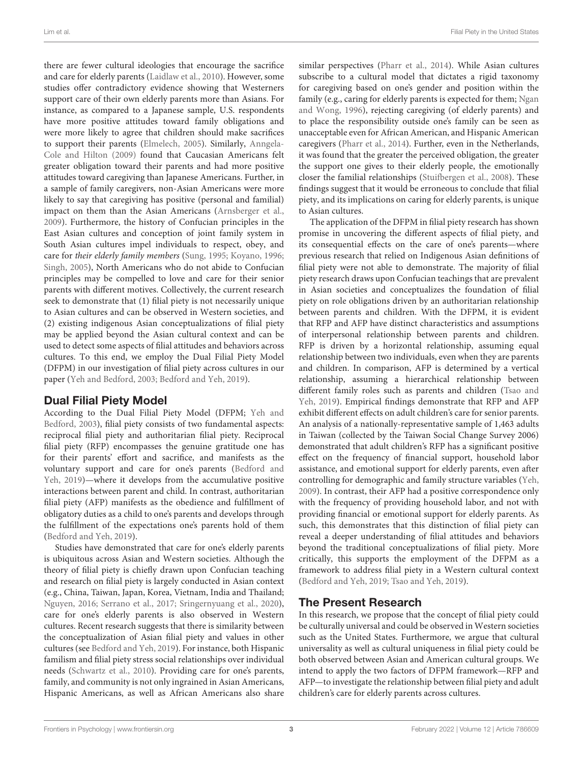there are fewer cultural ideologies that encourage the sacrifice and care for elderly parents (Laidlaw et al., 2010). However, some studies offer contradictory evidence showing that Westerners support care of their own elderly parents more than Asians. For instance, as compared to a Japanese sample, U.S. respondents have more positive attitudes toward family obligations and were more likely to agree that children should make sacrifices to support their parents (Elmelech, 2005). Similarly, Anngela-Cole and Hilton (2009) found that Caucasian Americans felt greater obligation toward their parents and had more positive attitudes toward caregiving than Japanese Americans. Further, in a sample of family caregivers, non-Asian Americans were more likely to say that caregiving has positive (personal and familial) impact on them than the Asian Americans (Arnsberger et al., 2009). Furthermore, the history of Confucian principles in the East Asian cultures and conception of joint family system in South Asian cultures impel individuals to respect, obey, and care for *their elderly family members* (Sung, 1995; Koyano, 1996; Singh, 2005), North Americans who do not abide to Confucian principles may be compelled to love and care for their senior parents with different motives. Collectively, the current research seek to demonstrate that (1) filial piety is not necessarily unique to Asian cultures and can be observed in Western societies, and (2) existing indigenous Asian conceptualizations of filial piety may be applied beyond the Asian cultural context and can be used to detect some aspects of filial attitudes and behaviors across cultures. To this end, we employ the Dual Filial Piety Model (DFPM) in our investigation of filial piety across cultures in our paper (Yeh and Bedford, 2003; Bedford and Yeh, 2019).

## Dual Filial Piety Model

According to the Dual Filial Piety Model (DFPM; Yeh and Bedford, 2003), filial piety consists of two fundamental aspects: reciprocal filial piety and authoritarian filial piety. Reciprocal filial piety (RFP) encompasses the genuine gratitude one has for their parents' effort and sacrifice, and manifests as the voluntary support and care for one's parents (Bedford and Yeh, 2019)—where it develops from the accumulative positive interactions between parent and child. In contrast, authoritarian filial piety (AFP) manifests as the obedience and fulfillment of obligatory duties as a child to one's parents and develops through the fulfillment of the expectations one's parents hold of them (Bedford and Yeh, 2019).

Studies have demonstrated that care for one's elderly parents is ubiquitous across Asian and Western societies. Although the theory of filial piety is chiefly drawn upon Confucian teaching and research on filial piety is largely conducted in Asian context (e.g., China, Taiwan, Japan, Korea, Vietnam, India and Thailand; Nguyen, 2016; Serrano et al., 2017; Sringernyuang et al., 2020), care for one's elderly parents is also observed in Western cultures. Recent research suggests that there is similarity between the conceptualization of Asian filial piety and values in other cultures (see Bedford and Yeh, 2019). For instance, both Hispanic familism and filial piety stress social relationships over individual needs (Schwartz et al., 2010). Providing care for one's parents, family, and community is not only ingrained in Asian Americans, Hispanic Americans, as well as African Americans also share similar perspectives (Pharr et al., 2014). While Asian cultures subscribe to a cultural model that dictates a rigid taxonomy for caregiving based on one's gender and position within the family (e.g., caring for elderly parents is expected for them; Ngan and Wong, 1996), rejecting caregiving (of elderly parents) and to place the responsibility outside one's family can be seen as unacceptable even for African American, and Hispanic American caregivers (Pharr et al., 2014). Further, even in the Netherlands, it was found that the greater the perceived obligation, the greater the support one gives to their elderly people, the emotionally closer the familial relationships (Stuifbergen et al., 2008). These findings suggest that it would be erroneous to conclude that filial piety, and its implications on caring for elderly parents, is unique to Asian cultures.

The application of the DFPM in filial piety research has shown promise in uncovering the different aspects of filial piety, and its consequential effects on the care of one's parents—where previous research that relied on Indigenous Asian definitions of filial piety were not able to demonstrate. The majority of filial piety research draws upon Confucian teachings that are prevalent in Asian societies and conceptualizes the foundation of filial piety on role obligations driven by an authoritarian relationship between parents and children. With the DFPM, it is evident that RFP and AFP have distinct characteristics and assumptions of interpersonal relationship between parents and children. RFP is driven by a horizontal relationship, assuming equal relationship between two individuals, even when they are parents and children. In comparison, AFP is determined by a vertical relationship, assuming a hierarchical relationship between different family roles such as parents and children (Tsao and Yeh, 2019). Empirical findings demonstrate that RFP and AFP exhibit different effects on adult children's care for senior parents. An analysis of a nationally-representative sample of 1,463 adults in Taiwan (collected by the Taiwan Social Change Survey 2006) demonstrated that adult children's RFP has a significant positive effect on the frequency of financial support, household labor assistance, and emotional support for elderly parents, even after controlling for demographic and family structure variables (Yeh, 2009). In contrast, their AFP had a positive correspondence only with the frequency of providing household labor, and not with providing financial or emotional support for elderly parents. As such, this demonstrates that this distinction of filial piety can reveal a deeper understanding of filial attitudes and behaviors beyond the traditional conceptualizations of filial piety. More critically, this supports the employment of the DFPM as a framework to address filial piety in a Western cultural context (Bedford and Yeh, 2019; Tsao and Yeh, 2019).

## The Present Research

In this research, we propose that the concept of filial piety could be culturally universal and could be observed in Western societies such as the United States. Furthermore, we argue that cultural universality as well as cultural uniqueness in filial piety could be both observed between Asian and American cultural groups. We intend to apply the two factors of DFPM framework—RFP and AFP—to investigate the relationship between filial piety and adult children's care for elderly parents across cultures.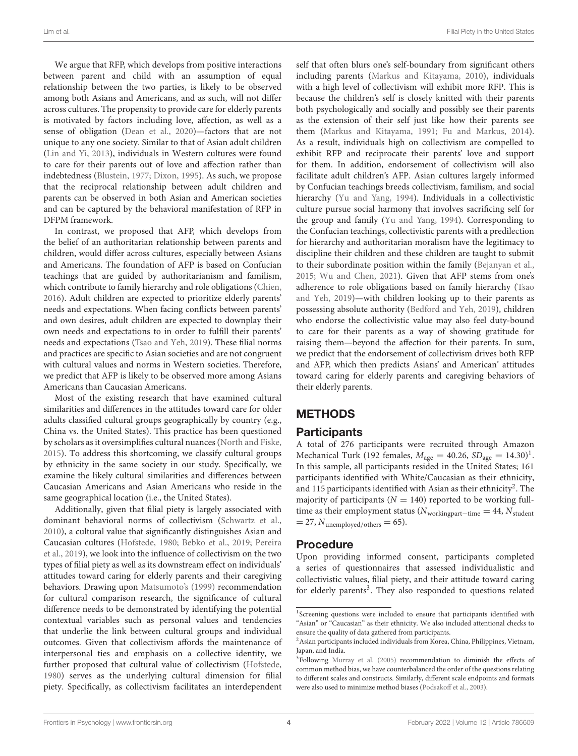We argue that RFP, which develops from positive interactions between parent and child with an assumption of equal relationship between the two parties, is likely to be observed among both Asians and Americans, and as such, will not differ across cultures. The propensity to provide care for elderly parents is motivated by factors including love, affection, as well as a sense of obligation (Dean et al., 2020)—factors that are not unique to any one society. Similar to that of Asian adult children (Lin and Yi, 2013), individuals in Western cultures were found to care for their parents out of love and affection rather than indebtedness (Blustein, 1977; Dixon, 1995). As such, we propose that the reciprocal relationship between adult children and parents can be observed in both Asian and American societies and can be captured by the behavioral manifestation of RFP in DFPM framework.

In contrast, we proposed that AFP, which develops from the belief of an authoritarian relationship between parents and children, would differ across cultures, especially between Asians and Americans. The foundation of AFP is based on Confucian teachings that are guided by authoritarianism and familism, which contribute to family hierarchy and role obligations (Chien, 2016). Adult children are expected to prioritize elderly parents' needs and expectations. When facing conflicts between parents' and own desires, adult children are expected to downplay their own needs and expectations to in order to fulfill their parents' needs and expectations (Tsao and Yeh, 2019). These filial norms and practices are specific to Asian societies and are not congruent with cultural values and norms in Western societies. Therefore, we predict that AFP is likely to be observed more among Asians Americans than Caucasian Americans.

Most of the existing research that have examined cultural similarities and differences in the attitudes toward care for older adults classified cultural groups geographically by country (e.g., China vs. the United States). This practice has been questioned by scholars as it oversimplifies cultural nuances (North and Fiske, 2015). To address this shortcoming, we classify cultural groups by ethnicity in the same society in our study. Specifically, we examine the likely cultural similarities and differences between Caucasian Americans and Asian Americans who reside in the same geographical location (i.e., the United States).

Additionally, given that filial piety is largely associated with dominant behavioral norms of collectivism (Schwartz et al., 2010), a cultural value that significantly distinguishes Asian and Caucasian cultures (Hofstede, 1980; Bebko et al., 2019; Pereira et al., 2019), we look into the influence of collectivism on the two types of filial piety as well as its downstream effect on individuals' attitudes toward caring for elderly parents and their caregiving behaviors. Drawing upon Matsumoto's (1999) recommendation for cultural comparison research, the significance of cultural difference needs to be demonstrated by identifying the potential contextual variables such as personal values and tendencies that underlie the link between cultural groups and individual outcomes. Given that collectivism affords the maintenance of interpersonal ties and emphasis on a collective identity, we further proposed that cultural value of collectivism (Hofstede, 1980) serves as the underlying cultural dimension for filial piety. Specifically, as collectivism facilitates an interdependent self that often blurs one's self-boundary from significant others including parents (Markus and Kitayama, 2010), individuals with a high level of collectivism will exhibit more RFP. This is because the children's self is closely knitted with their parents both psychologically and socially and possibly see their parents as the extension of their self just like how their parents see them (Markus and Kitayama, 1991; Fu and Markus, 2014). As a result, individuals high on collectivism are compelled to exhibit RFP and reciprocate their parents' love and support for them. In addition, endorsement of collectivism will also facilitate adult children's AFP. Asian cultures largely informed by Confucian teachings breeds collectivism, familism, and social hierarchy (Yu and Yang, 1994). Individuals in a collectivistic culture pursue social harmony that involves sacrificing self for the group and family (Yu and Yang, 1994). Corresponding to the Confucian teachings, collectivistic parents with a predilection for hierarchy and authoritarian moralism have the legitimacy to discipline their children and these children are taught to submit to their subordinate position within the family (Bejanyan et al., 2015; Wu and Chen, 2021). Given that AFP stems from one's adherence to role obligations based on family hierarchy (Tsao and Yeh, 2019)—with children looking up to their parents as possessing absolute authority (Bedford and Yeh, 2019), children who endorse the collectivistic value may also feel duty-bound to care for their parents as a way of showing gratitude for raising them—beyond the affection for their parents. In sum, we predict that the endorsement of collectivism drives both RFP and AFP, which then predicts Asians' and American' attitudes toward caring for elderly parents and caregiving behaviors of their elderly parents.

## METHODS

### Participants

A total of 276 participants were recruited through Amazon Mechanical Turk (192 females, $M_{age} = 40.26$, $SD_{age} = 14.30$)[1]. In this sample, all participants resided in the United States; 161 participants identified with White/Caucasian as their ethnicity, and 115 participants identified with Asian as their ethnicity[2]. The majority of participants ($N = 140$) reported to be working full-time as their employment status ($N_{\text{workingpart-time}} = 44$, $N_{\text{student}} = 27$, $N_{\text{unemployed/others}} = 65$).

### Procedure

Upon providing informed consent, participants completed a series of questionnaires that assessed individualistic and collectivistic values, filial piety, and their attitude toward caring for elderly parents[3]. They also responded to questions related

[1]Screening questions were included to ensure that participants identified with "Asian" or "Caucasian" as their ethnicity. We also included attentional checks to ensure the quality of data gathered from participants.

[2]Asian participants included individuals from Korea, China, Philippines, Vietnam, Japan, and India.

[3]Following Murray et al. (2005) recommendation to diminish the effects of common method bias, we have counterbalanced the order of the questions relating to different scales and constructs. Similarly, different scale endpoints and formats were also used to minimize method biases (Podsakoff et al., 2003).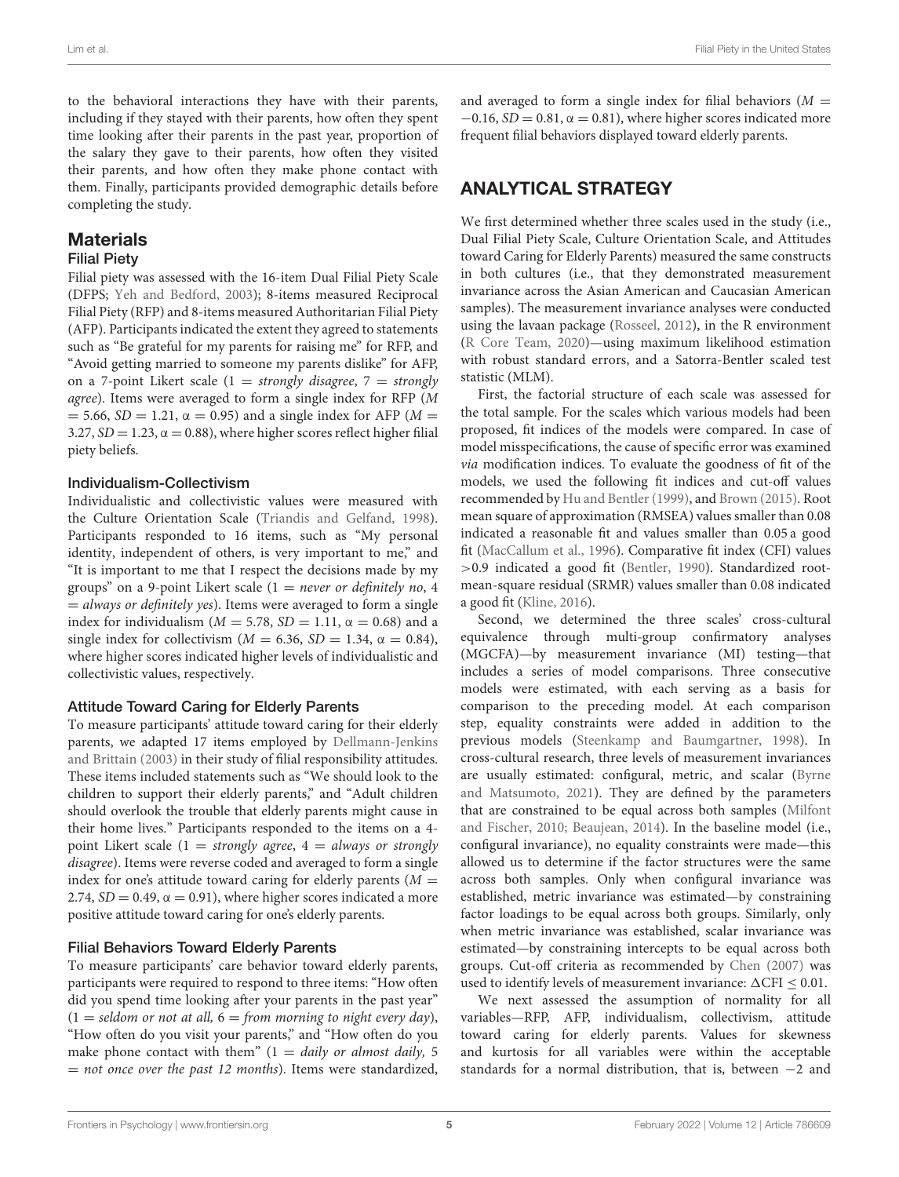to the behavioral interactions they have with their parents, including if they stayed with their parents, how often they spent time looking after their parents in the past year, proportion of the salary they gave to their parents, how often they visited their parents, and how often they make phone contact with them. Finally, participants provided demographic details before completing the study.

## Materials

### Filial Piety

Filial piety was assessed with the 16-item Dual Filial Piety Scale (DFPS; Yeh and Bedford, 2003); 8-items measured Reciprocal Filial Piety (RFP) and 8-items measured Authoritarian Filial Piety (AFP). Participants indicated the extent they agreed to statements such as "Be grateful for my parents for raising me" for RFP, and "Avoid getting married to someone my parents dislike" for AFP, on a 7-point Likert scale (1 = *strongly disagree*, 7 = *strongly agree*). Items were averaged to form a single index for RFP ($M = 5.66$, $SD = 1.21$, $\alpha = 0.95$) and a single index for AFP ($M = 3.27$, $SD = 1.23$, $\alpha = 0.88$), where higher scores reflect higher filial piety beliefs.

### Individualism-Collectivism

Individualistic and collectivistic values were measured with the Culture Orientation Scale (Triandis and Gelfand, 1998). Participants responded to 16 items, such as "My personal identity, independent of others, is very important to me," and "It is important to me that I respect the decisions made by my groups" on a 9-point Likert scale (1 = *never or definitely no*, 4 = *always or definitely yes*). Items were averaged to form a single index for individualism ($M = 5.78$, $SD = 1.11$, $\alpha = 0.68$) and a single index for collectivism ($M = 6.36$, $SD = 1.34$, $\alpha = 0.84$), where higher scores indicated higher levels of individualistic and collectivistic values, respectively.

### Attitude Toward Caring for Elderly Parents

To measure participants' attitude toward caring for their elderly parents, we adapted 17 items employed by Dellmann-Jenkins and Brittain (2003) in their study of filial responsibility attitudes. These items included statements such as "We should look to the children to support their elderly parents," and "Adult children should overlook the trouble that elderly parents might cause in their home lives." Participants responded to the items on a 4-point Likert scale (1 = *strongly agree*, 4 = *always or strongly disagree*). Items were reverse coded and averaged to form a single index for one's attitude toward caring for elderly parents ($M = 2.74$, $SD = 0.49$, $\alpha = 0.91$), where higher scores indicated a more positive attitude toward caring for one's elderly parents.

### Filial Behaviors Toward Elderly Parents

To measure participants' care behavior toward elderly parents, participants were required to respond to three items: "How often did you spend time looking after your parents in the past year" (1 = *seldom or not at all*, 6 = *from morning to night every day*), "How often do you visit your parents," and "How often do you make phone contact with them" (1 = *daily or almost daily*, 5 = *not once over the past 12 months*). Items were standardized, and averaged to form a single index for filial behaviors ($M = -0.16$, $SD = 0.81$, $\alpha = 0.81$), where higher scores indicated more frequent filial behaviors displayed toward elderly parents.

## ANALYTICAL STRATEGY

We first determined whether three scales used in the study (i.e., Dual Filial Piety Scale, Culture Orientation Scale, and Attitudes toward Caring for Elderly Parents) measured the same constructs in both cultures (i.e., that they demonstrated measurement invariance across the Asian American and Caucasian American samples). The measurement invariance analyses were conducted using the lavaan package (Rosseel, 2012), in the R environment (R Core Team, 2020)—using maximum likelihood estimation with robust standard errors, and a Satorra-Bentler scaled test statistic (MLM).

First, the factorial structure of each scale was assessed for the total sample. For the scales which various models had been proposed, fit indices of the models were compared. In case of model misspecifications, the cause of specific error was examined *via* modification indices. To evaluate the goodness of fit of the models, we used the following fit indices and cut-off values recommended by Hu and Bentler (1999), and Brown (2015). Root mean square of approximation (RMSEA) values smaller than 0.08 indicated a reasonable fit and values smaller than 0.05 a good fit (MacCallum et al., 1996). Comparative fit index (CFI) values $>0.9$ indicated a good fit (Bentler, 1990). Standardized root-mean-square residual (SRMR) values smaller than 0.08 indicated a good fit (Kline, 2016).

Second, we determined the three scales' cross-cultural equivalence through multi-group confirmatory analyses (MGCFA)—by measurement invariance (MI) testing—that includes a series of model comparisons. Three consecutive models were estimated, with each serving as a basis for comparison to the preceding model. At each comparison step, equality constraints were added in addition to the previous models (Steenkamp and Baumgartner, 1998). In cross-cultural research, three levels of measurement invariances are usually estimated: configural, metric, and scalar (Byrne and Matsumoto, 2021). They are defined by the parameters that are constrained to be equal across both samples (Milfont and Fischer, 2010; Beaujean, 2014). In the baseline model (i.e., configural invariance), no equality constraints were made—this allowed us to determine if the factor structures were the same across both samples. Only when configural invariance was established, metric invariance was estimated—by constraining factor loadings to be equal across both groups. Similarly, only when metric invariance was established, scalar invariance was estimated—by constraining intercepts to be equal across both groups. Cut-off criteria as recommended by Chen (2007) was used to identify levels of measurement invariance: $\Delta CFI \leq 0.01$.

We next assessed the assumption of normality for all variables—RFP, AFP, individualism, collectivism, attitude toward caring for elderly parents. Values for skewness and kurtosis for all variables were within the acceptable standards for a normal distribution, that is, between $-2$ and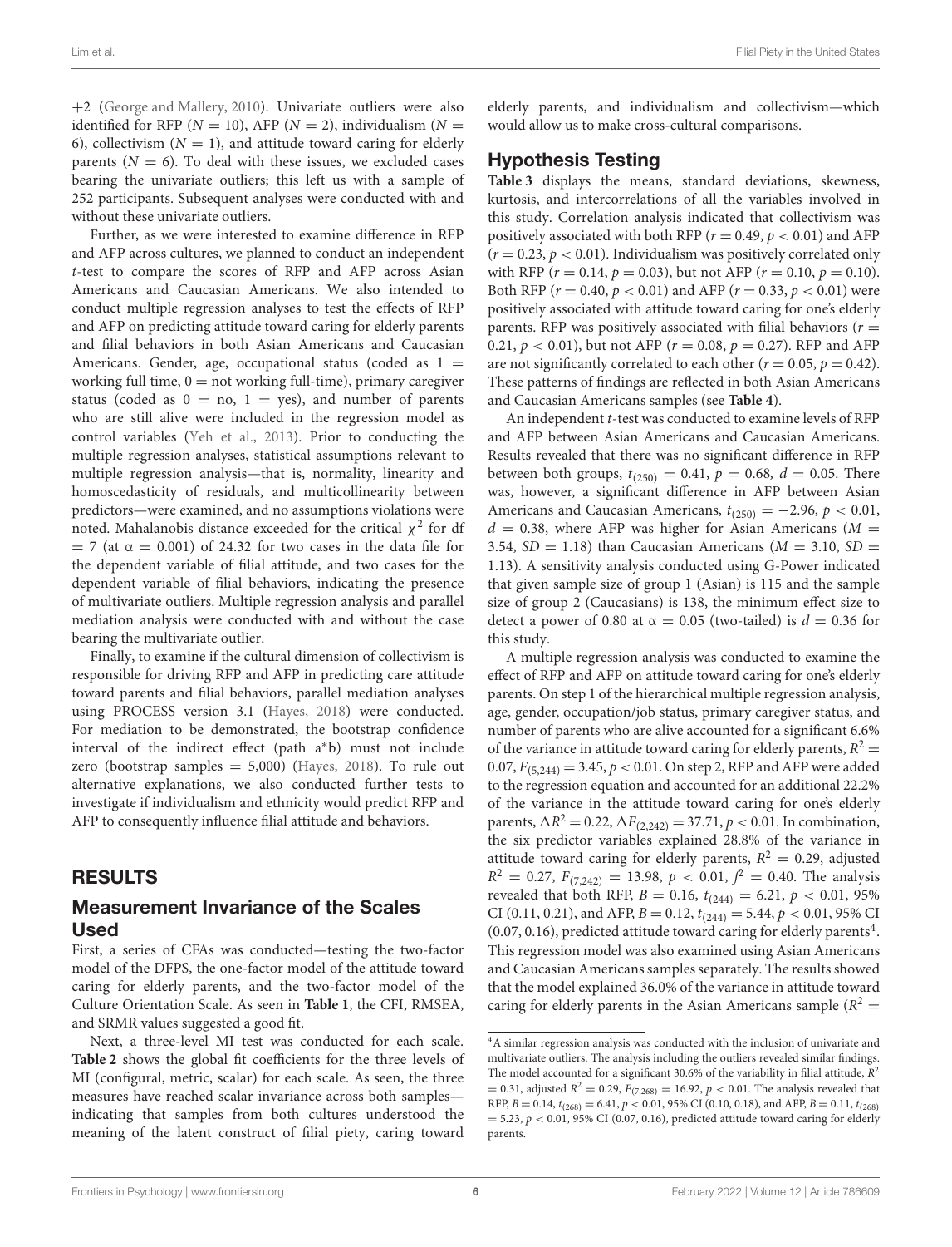+2 (George and Mallery, 2010). Univariate outliers were also identified for RFP ($N = 10$), AFP ($N = 2$), individualism ($N = 6$), collectivism ($N = 1$), and attitude toward caring for elderly parents ($N = 6$). To deal with these issues, we excluded cases bearing the univariate outliers; this left us with a sample of 252 participants. Subsequent analyses were conducted with and without these univariate outliers.

Further, as we were interested to examine difference in RFP and AFP across cultures, we planned to conduct an independent $t$-test to compare the scores of RFP and AFP across Asian Americans and Caucasian Americans. We also intended to conduct multiple regression analyses to test the effects of RFP and AFP on predicting attitude toward caring for elderly parents and filial behaviors in both Asian Americans and Caucasian Americans. Gender, age, occupational status (coded as 1 = working full time, 0 = not working full-time), primary caregiver status (coded as 0 = no, 1 = yes), and number of parents who are still alive were included in the regression model as control variables (Yeh et al., 2013). Prior to conducting the multiple regression analyses, statistical assumptions relevant to multiple regression analysis—that is, normality, linearity and homoscedasticity of residuals, and multicollinearity between predictors—were examined, and no assumptions violations were noted. Mahalanobis distance exceeded for the critical $\chi^2$ for df = 7 (at $\alpha = 0.001$) of 24.32 for two cases in the data file for the dependent variable of filial attitude, and two cases for the dependent variable of filial behaviors, indicating the presence of multivariate outliers. Multiple regression analysis and parallel mediation analysis were conducted with and without the case bearing the multivariate outlier.

Finally, to examine if the cultural dimension of collectivism is responsible for driving RFP and AFP in predicting care attitude toward parents and filial behaviors, parallel mediation analyses using PROCESS version 3.1 (Hayes, 2018) were conducted. For mediation to be demonstrated, the bootstrap confidence interval of the indirect effect (path a*b) must not include zero (bootstrap samples = 5,000) (Hayes, 2018). To rule out alternative explanations, we also conducted further tests to investigate if individualism and ethnicity would predict RFP and AFP to consequently influence filial attitude and behaviors.

## RESULTS

### Measurement Invariance of the Scales Used

First, a series of CFAs was conducted—testing the two-factor model of the DFPS, the one-factor model of the attitude toward caring for elderly parents, and the two-factor model of the Culture Orientation Scale. As seen in **Table 1**, the CFI, RMSEA, and SRMR values suggested a good fit.

Next, a three-level MI test was conducted for each scale. **Table 2** shows the global fit coefficients for the three levels of MI (configural, metric, scalar) for each scale. As seen, the three measures have reached scalar invariance across both samples—indicating that samples from both cultures understood the meaning of the latent construct of filial piety, caring toward elderly parents, and individualism and collectivism—which would allow us to make cross-cultural comparisons.

### Hypothesis Testing

**Table 3** displays the means, standard deviations, skewness, kurtosis, and intercorrelations of all the variables involved in this study. Correlation analysis indicated that collectivism was positively associated with both RFP ($r = 0.49$, $p < 0.01$) and AFP ($r = 0.23$, $p < 0.01$). Individualism was positively correlated only with RFP ($r = 0.14$, $p = 0.03$), but not AFP ($r = 0.10$, $p = 0.10$). Both RFP ($r = 0.40$, $p < 0.01$) and AFP ($r = 0.33$, $p < 0.01$) were positively associated with attitude toward caring for one's elderly parents. RFP was positively associated with filial behaviors ($r = 0.21$, $p < 0.01$), but not AFP ($r = 0.08$, $p = 0.27$). RFP and AFP are not significantly correlated to each other ($r = 0.05$, $p = 0.42$). These patterns of findings are reflected in both Asian Americans and Caucasian Americans samples (see **Table 4**).

An independent $t$-test was conducted to examine levels of RFP and AFP between Asian Americans and Caucasian Americans. Results revealed that there was no significant difference in RFP between both groups, $t_{(250)} = 0.41$, $p = 0.68$, $d = 0.05$. There was, however, a significant difference in AFP between Asian Americans and Caucasian Americans, $t_{(250)} = -2.96$, $p < 0.01$, $d = 0.38$, where AFP was higher for Asian Americans ($M = 3.54$, $SD = 1.18$) than Caucasian Americans ($M = 3.10$, $SD = 1.13$). A sensitivity analysis conducted using G-Power indicated that given sample size of group 1 (Asian) is 115 and the sample size of group 2 (Caucasians) is 138, the minimum effect size to detect a power of 0.80 at $\alpha = 0.05$ (two-tailed) is $d = 0.36$ for this study.

A multiple regression analysis was conducted to examine the effect of RFP and AFP on attitude toward caring for one's elderly parents. On step 1 of the hierarchical multiple regression analysis, age, gender, occupation/job status, primary caregiver status, and number of parents who are alive accounted for a significant 6.6% of the variance in attitude toward caring for elderly parents, $R^2 = 0.07$, $F_{(5,244)} = 3.45$, $p < 0.01$. On step 2, RFP and AFP were added to the regression equation and accounted for an additional 22.2% of the variance in the attitude toward caring for one's elderly parents, $\Delta R^2 = 0.22$, $\Delta F_{(2,242)} = 37.71$, $p < 0.01$. In combination, the six predictor variables explained 28.8% of the variance in attitude toward caring for elderly parents, $R^2 = 0.29$, adjusted $R^2 = 0.27$, $F_{(7,242)} = 13.98$, $p < 0.01$, $f^2 = 0.40$. The analysis revealed that both RFP, $B = 0.16$, $t_{(244)} = 6.21$, $p < 0.01$, 95% CI (0.11, 0.21), and AFP, $B = 0.12$, $t_{(244)} = 5.44$, $p < 0.01$, 95% CI (0.07, 0.16), predicted attitude toward caring for elderly parents[4]. This regression model was also examined using Asian Americans and Caucasian Americans samples separately. The results showed that the model explained 36.0% of the variance in attitude toward caring for elderly parents in the Asian Americans sample ($R^2 =$

[4] A similar regression analysis was conducted with the inclusion of univariate and multivariate outliers. The analysis including the outliers revealed similar findings. The model accounted for a significant 30.6% of the variability in filial attitude, $R^2 = 0.31$, adjusted $R^2 = 0.29$, $F_{(7,268)} = 16.92$, $p < 0.01$. The analysis revealed that RFP, $B = 0.14$, $t_{(268)} = 6.41$, $p < 0.01$, 95% CI (0.10, 0.18), and AFP, $B = 0.11$, $t_{(268)} = 5.23$, $p < 0.01$, 95% CI (0.07, 0.16), predicted attitude toward caring for elderly parents.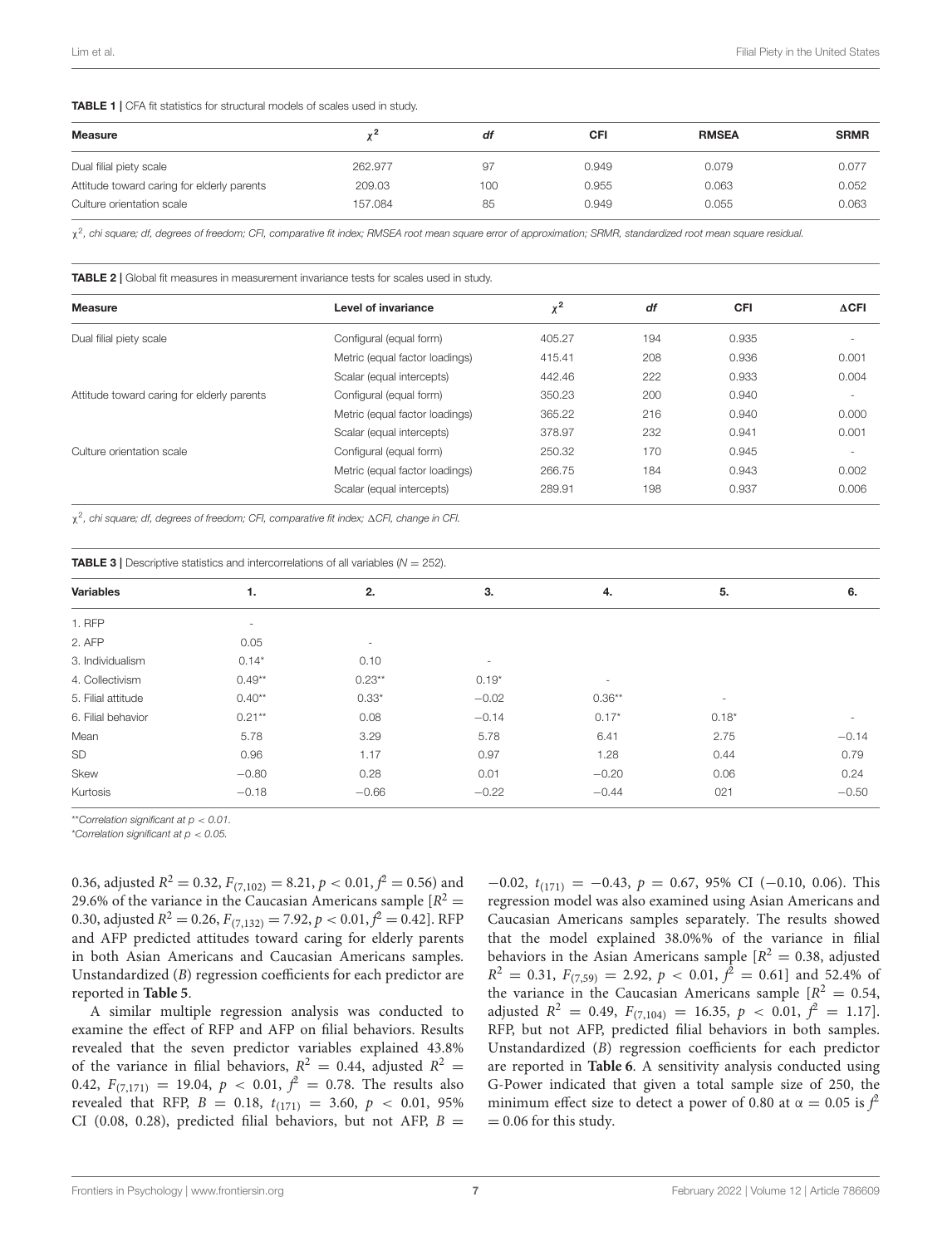**TABLE 1 |** CFA fit statistics for structural models of scales used in study.

| Measure | $\chi^2$ | df | CFI | RMSEA | SRMR |
|---|---|---|---|---|---|
| Dual filial piety scale | 262.977 | 97 | 0.949 | 0.079 | 0.077 |
| Attitude toward caring for elderly parents | 209.03 | 100 | 0.955 | 0.063 | 0.052 |
| Culture orientation scale | 157.084 | 85 | 0.949 | 0.055 | 0.063 |

*$\chi^2$, chi square; df, degrees of freedom; CFI, comparative fit index; RMSEA root mean square error of approximation; SRMR, standardized root mean square residual.*

**TABLE 2 |** Global fit measures in measurement invariance tests for scales used in study.

| Measure | Level of invariance | $\chi^2$ | df | CFI | ΔCFI |
|---|---|---|---|---|---|
| Dual filial piety scale | Configural (equal form) | 405.27 | 194 | 0.935 | - |
| | Metric (equal factor loadings) | 415.41 | 208 | 0.936 | 0.001 |
| | Scalar (equal intercepts) | 442.46 | 222 | 0.933 | 0.004 |
| Attitude toward caring for elderly parents | Configural (equal form) | 350.23 | 200 | 0.940 | - |
| | Metric (equal factor loadings) | 365.22 | 216 | 0.940 | 0.000 |
| | Scalar (equal intercepts) | 378.97 | 232 | 0.941 | 0.001 |
| Culture orientation scale | Configural (equal form) | 250.32 | 170 | 0.945 | - |
| | Metric (equal factor loadings) | 266.75 | 184 | 0.943 | 0.002 |
| | Scalar (equal intercepts) | 289.91 | 198 | 0.937 | 0.006 |

*$\chi^2$, chi square; df, degrees of freedom; CFI, comparative fit index; ΔCFI, change in CFI.*

**TABLE 3 |** Descriptive statistics and intercorrelations of all variables ($N = 252$).

| Variables | 1. | 2. | 3. | 4. | 5. | 6. |
|---|---|---|---|---|---|---|
| 1. RFP | - | | | | | |
| 2. AFP | 0.05 | - | | | | |
| 3. Individualism | 0.14* | 0.10 | - | | | |
| 4. Collectivism | 0.49** | 0.23** | 0.19* | - | | |
| 5. Filial attitude | 0.40** | 0.33* | −0.02 | 0.36** | - | |
| 6. Filial behavior | 0.21** | 0.08 | −0.14 | 0.17* | 0.18* | - |
| Mean | 5.78 | 3.29 | 5.78 | 6.41 | 2.75 | −0.14 |
| SD | 0.96 | 1.17 | 0.97 | 1.28 | 0.44 | 0.79 |
| Skew | −0.80 | 0.28 | 0.01 | −0.20 | 0.06 | 0.24 |
| Kurtosis | −0.18 | −0.66 | −0.22 | −0.44 | 021 | −0.50 |

*\*\*Correlation significant at $p < 0.01$.*
*\*Correlation significant at $p < 0.05$.*

0.36, adjusted $R^2 = 0.32$, $F_{(7,102)} = 8.21$, $p < 0.01$, $f^2 = 0.56$) and 29.6% of the variance in the Caucasian Americans sample [$R^2 = 0.30$, adjusted $R^2 = 0.26$, $F_{(7,132)} = 7.92$, $p < 0.01$, $f^2 = 0.42$]. RFP and AFP predicted attitudes toward caring for elderly parents in both Asian Americans and Caucasian Americans samples. Unstandardized ($B$) regression coefficients for each predictor are reported in **Table 5**.

A similar multiple regression analysis was conducted to examine the effect of RFP and AFP on filial behaviors. Results revealed that the seven predictor variables explained 43.8% of the variance in filial behaviors, $R^2 = 0.44$, adjusted $R^2 = 0.42$, $F_{(7,171)} = 19.04$, $p < 0.01$, $f^2 = 0.78$. The results also revealed that RFP, $B = 0.18$, $t_{(171)} = 3.60$, $p < 0.01$, 95% CI (0.08, 0.28), predicted filial behaviors, but not AFP, $B = -0.02$, $t_{(171)} = -0.43$, $p = 0.67$, 95% CI (−0.10, 0.06). This regression model was also examined using Asian Americans and Caucasian Americans samples separately. The results showed that the model explained 38.0%% of the variance in filial behaviors in the Asian Americans sample [$R^2 = 0.38$, adjusted $R^2 = 0.31$, $F_{(7,59)} = 2.92$, $p < 0.01$, $f^2 = 0.61$] and 52.4% of the variance in the Caucasian Americans sample [$R^2 = 0.54$, adjusted $R^2 = 0.49$, $F_{(7,104)} = 16.35$, $p < 0.01$, $f^2 = 1.17$]. RFP, but not AFP, predicted filial behaviors in both samples. Unstandardized ($B$) regression coefficients for each predictor are reported in **Table 6**. A sensitivity analysis conducted using G-Power indicated that given a total sample size of 250, the minimum effect size to detect a power of 0.80 at $\alpha = 0.05$ is $f^2 = 0.06$ for this study.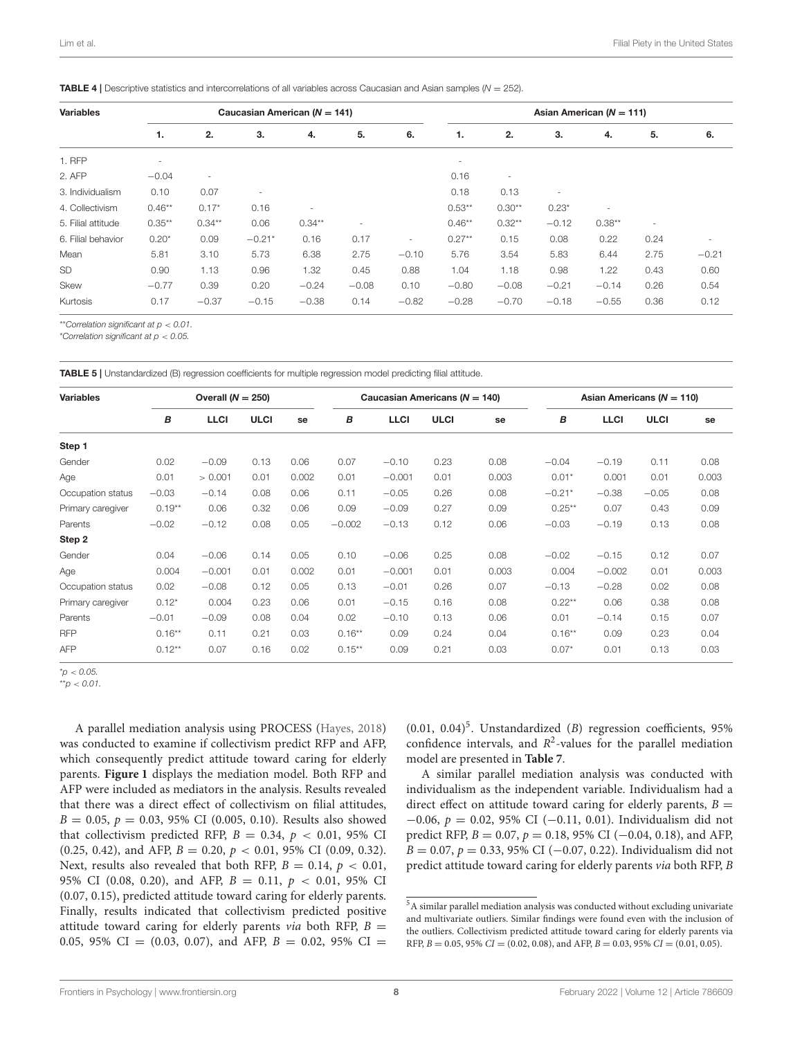**TABLE 4 |** Descriptive statistics and intercorrelations of all variables across Caucasian and Asian samples ($N$ = 252).

| Variables | Caucasian American ($N$ = 141) | | | | | | Asian American ($N$ = 111) | | | | | |
|---|---|---|---|---|---|---|---|---|---|---|---|---|
| | **1.** | **2.** | **3.** | **4.** | **5.** | **6.** | **1.** | **2.** | **3.** | **4.** | **5.** | **6.** |
| 1. RFP | - | | | | | | - | | | | | |
| 2. AFP | −0.04 | - | | | | | 0.16 | - | | | | |
| 3. Individualism | 0.10 | 0.07 | - | | | | 0.18 | 0.13 | - | | | |
| 4. Collectivism | 0.46** | 0.17* | 0.16 | - | | | 0.53** | 0.30** | 0.23* | - | | |
| 5. Filial attitude | 0.35** | 0.34** | 0.06 | 0.34** | - | | 0.46** | 0.32** | −0.12 | 0.38** | - | |
| 6. Filial behavior | 0.20* | 0.09 | −0.21* | 0.16 | 0.17 | - | 0.27** | 0.15 | 0.08 | 0.22 | 0.24 | - |
| Mean | 5.81 | 3.10 | 5.73 | 6.38 | 2.75 | −0.10 | 5.76 | 3.54 | 5.83 | 6.44 | 2.75 | −0.21 |
| SD | 0.90 | 1.13 | 0.96 | 1.32 | 0.45 | 0.88 | 1.04 | 1.18 | 0.98 | 1.22 | 0.43 | 0.60 |
| Skew | −0.77 | 0.39 | 0.20 | −0.24 | −0.08 | 0.10 | −0.80 | −0.08 | −0.21 | −0.14 | 0.26 | 0.54 |
| Kurtosis | 0.17 | −0.37 | −0.15 | −0.38 | 0.14 | −0.82 | −0.28 | −0.70 | −0.18 | −0.55 | 0.36 | 0.12 |

*\*\*Correlation significant at $p < 0.01$.*
*\*Correlation significant at $p < 0.05$.*

**TABLE 5 |** Unstandardized (B) regression coefficients for multiple regression model predicting filial attitude.

| Variables | Overall ($N$ = 250) | | | | Caucasian Americans ($N$ = 140) | | | | Asian Americans ($N$ = 110) | | | |
|---|---|---|---|---|---|---|---|---|---|---|---|---|
| | ***B*** | **LLCI** | **ULCI** | **se** | ***B*** | **LLCI** | **ULCI** | **se** | ***B*** | **LLCI** | **ULCI** | **se** |
| **Step 1** | | | | | | | | | | | | |
| Gender | 0.02 | −0.09 | 0.13 | 0.06 | 0.07 | −0.10 | 0.23 | 0.08 | −0.04 | −0.19 | 0.11 | 0.08 |
| Age | 0.01 | > 0.001 | 0.01 | 0.002 | 0.01 | −0.001 | 0.01 | 0.003 | 0.01* | 0.001 | 0.01 | 0.003 |
| Occupation status | −0.03 | −0.14 | 0.08 | 0.06 | 0.11 | −0.05 | 0.26 | 0.08 | −0.21* | −0.38 | −0.05 | 0.08 |
| Primary caregiver | 0.19** | 0.06 | 0.32 | 0.06 | 0.09 | −0.09 | 0.27 | 0.09 | 0.25** | 0.07 | 0.43 | 0.09 |
| Parents | −0.02 | −0.12 | 0.08 | 0.05 | −0.002 | −0.13 | 0.12 | 0.06 | −0.03 | −0.19 | 0.13 | 0.08 |
| **Step 2** | | | | | | | | | | | | |
| Gender | 0.04 | −0.06 | 0.14 | 0.05 | 0.10 | −0.06 | 0.25 | 0.08 | −0.02 | −0.15 | 0.12 | 0.07 |
| Age | 0.004 | −0.001 | 0.01 | 0.002 | 0.01 | −0.001 | 0.01 | 0.003 | 0.004 | −0.002 | 0.01 | 0.003 |
| Occupation status | 0.02 | −0.08 | 0.12 | 0.05 | 0.13 | −0.01 | 0.26 | 0.07 | −0.13 | −0.28 | 0.02 | 0.08 |
| Primary caregiver | 0.12* | 0.004 | 0.23 | 0.06 | 0.01 | −0.15 | 0.16 | 0.08 | 0.22** | 0.06 | 0.38 | 0.08 |
| Parents | −0.01 | −0.09 | 0.08 | 0.04 | 0.02 | −0.10 | 0.13 | 0.06 | 0.01 | −0.14 | 0.15 | 0.07 |
| RFP | 0.16** | 0.11 | 0.21 | 0.03 | 0.16** | 0.09 | 0.24 | 0.04 | 0.16** | 0.09 | 0.23 | 0.04 |
| AFP | 0.12** | 0.07 | 0.16 | 0.02 | 0.15** | 0.09 | 0.21 | 0.03 | 0.07* | 0.01 | 0.13 | 0.03 |

*\*$p < 0.05$.*
*\*\*$p < 0.01$.*

A parallel mediation analysis using PROCESS (Hayes, 2018) was conducted to examine if collectivism predict RFP and AFP, which consequently predict attitude toward caring for elderly parents. **Figure 1** displays the mediation model. Both RFP and AFP were included as mediators in the analysis. Results revealed that there was a direct effect of collectivism on filial attitudes, $B = 0.05$, $p = 0.03$, 95% CI (0.005, 0.10). Results also showed that collectivism predicted RFP, $B = 0.34$, $p < 0.01$, 95% CI (0.25, 0.42), and AFP, $B = 0.20$, $p < 0.01$, 95% CI (0.09, 0.32). Next, results also revealed that both RFP, $B = 0.14$, $p < 0.01$, 95% CI (0.08, 0.20), and AFP, $B = 0.11$, $p < 0.01$, 95% CI (0.07, 0.15), predicted attitude toward caring for elderly parents. Finally, results indicated that collectivism predicted positive attitude toward caring for elderly parents *via* both RFP, $B = 0.05$, 95% CI = (0.03, 0.07), and AFP, $B = 0.02$, 95% CI = (0.01, 0.04)[5]. Unstandardized ($B$) regression coefficients, 95% confidence intervals, and $R^2$-values for the parallel mediation model are presented in **Table 7**.

A similar parallel mediation analysis was conducted with individualism as the independent variable. Individualism had a direct effect on attitude toward caring for elderly parents, $B = -0.06$, $p = 0.02$, 95% CI (−0.11, 0.01). Individualism did not predict RFP, $B = 0.07$, $p = 0.18$, 95% CI (−0.04, 0.18), and AFP, $B = 0.07$, $p = 0.33$, 95% CI (−0.07, 0.22). Individualism did not predict attitude toward caring for elderly parents *via* both RFP, $B$

[5]A similar parallel mediation analysis was conducted without excluding univariate and multivariate outliers. Similar findings were found even with the inclusion of the outliers. Collectivism predicted attitude toward caring for elderly parents via RFP, $B = 0.05$, 95% $CI$ = (0.02, 0.08), and AFP, $B = 0.03$, 95% $CI$ = (0.01, 0.05).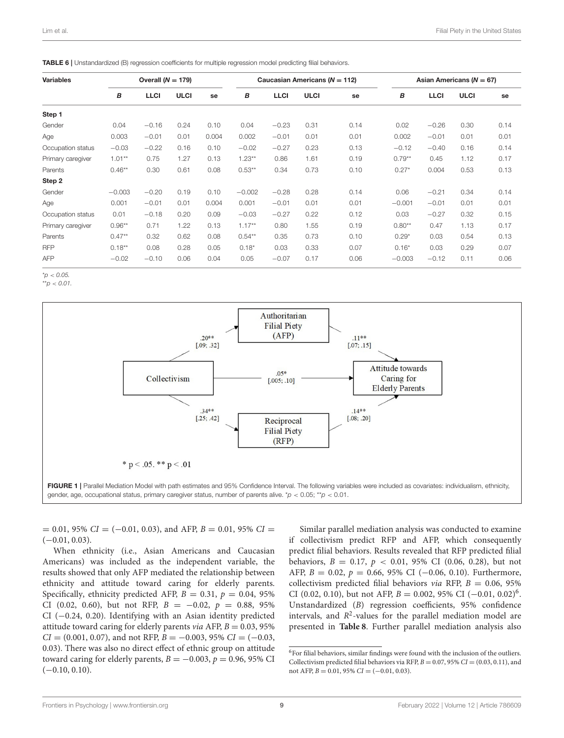**TABLE 6 |** Unstandardized (B) regression coefficients for multiple regression model predicting filial behaviors.

| Variables | Overall (N = 179) | | | | Caucasian Americans (N = 112) | | | | Asian Americans (N = 67) | | | |
|---|---|---|---|---|---|---|---|---|---|---|---|---|
| | **B** | **LLCI** | **ULCI** | **se** | **B** | **LLCI** | **ULCI** | **se** | **B** | **LLCI** | **ULCI** | **se** |
| **Step 1** | | | | | | | | | | | | |
| Gender | 0.04 | −0.16 | 0.24 | 0.10 | 0.04 | −0.23 | 0.31 | 0.14 | 0.02 | −0.26 | 0.30 | 0.14 |
| Age | 0.003 | −0.01 | 0.01 | 0.004 | 0.002 | −0.01 | 0.01 | 0.01 | 0.002 | −0.01 | 0.01 | 0.01 |
| Occupation status | −0.03 | −0.22 | 0.16 | 0.10 | −0.02 | −0.27 | 0.23 | 0.13 | −0.12 | −0.40 | 0.16 | 0.14 |
| Primary caregiver | 1.01** | 0.75 | 1.27 | 0.13 | 1.23** | 0.86 | 1.61 | 0.19 | 0.79** | 0.45 | 1.12 | 0.17 |
| Parents | 0.46** | 0.30 | 0.61 | 0.08 | 0.53** | 0.34 | 0.73 | 0.10 | 0.27* | 0.004 | 0.53 | 0.13 |
| **Step 2** | | | | | | | | | | | | |
| Gender | −0.003 | −0.20 | 0.19 | 0.10 | −0.002 | −0.28 | 0.28 | 0.14 | 0.06 | −0.21 | 0.34 | 0.14 |
| Age | 0.001 | −0.01 | 0.01 | 0.004 | 0.001 | −0.01 | 0.01 | 0.01 | −0.001 | −0.01 | 0.01 | 0.01 |
| Occupation status | 0.01 | −0.18 | 0.20 | 0.09 | −0.03 | −0.27 | 0.22 | 0.12 | 0.03 | −0.27 | 0.32 | 0.15 |
| Primary caregiver | 0.96** | 0.71 | 1.22 | 0.13 | 1.17** | 0.80 | 1.55 | 0.19 | 0.80** | 0.47 | 1.13 | 0.17 |
| Parents | 0.47** | 0.32 | 0.62 | 0.08 | 0.54** | 0.35 | 0.73 | 0.10 | 0.29* | 0.03 | 0.54 | 0.13 |
| RFP | 0.18** | 0.08 | 0.28 | 0.05 | 0.18* | 0.03 | 0.33 | 0.07 | 0.16* | 0.03 | 0.29 | 0.07 |
| AFP | −0.02 | −0.10 | 0.06 | 0.04 | 0.05 | −0.07 | 0.17 | 0.06 | −0.003 | −0.12 | 0.11 | 0.06 |

*$p < 0.05$.
**$p < 0.01$.

**FIGURE 1 |** Parallel Mediation Model with path estimates and 95% Confidence Interval. The following variables were included as covariates: individualism, ethnicity, gender, age, occupational status, primary caregiver status, number of parents alive. *$p < 0.05$; **$p < 0.01$.

$= 0.01$, 95% $CI = (-0.01, 0.03)$, and AFP, $B = 0.01$, 95% $CI = (-0.01, 0.03)$.

When ethnicity (i.e., Asian Americans and Caucasian Americans) was included as the independent variable, the results showed that only AFP mediated the relationship between ethnicity and attitude toward caring for elderly parents. Specifically, ethnicity predicted AFP, $B = 0.31$, $p = 0.04$, 95% CI (0.02, 0.60), but not RFP, $B = -0.02$, $p = 0.88$, 95% CI (−0.24, 0.20). Identifying with an Asian identity predicted attitude toward caring for elderly parents *via* AFP, $B = 0.03$, 95% $CI = (0.001, 0.07)$, and not RFP, $B = -0.003$, 95% $CI = (-0.03, 0.03)$. There was also no direct effect of ethnic group on attitude toward caring for elderly parents, $B = -0.003$, $p = 0.96$, 95% CI (−0.10, 0.10).

Similar parallel mediation analysis was conducted to examine if collectivism predict RFP and AFP, which consequently predict filial behaviors. Results revealed that RFP predicted filial behaviors, $B = 0.17$, $p < 0.01$, 95% CI (0.06, 0.28), but not AFP, $B = 0.02$, $p = 0.66$, 95% CI (−0.06, 0.10). Furthermore, collectivism predicted filial behaviors *via* RFP, $B = 0.06$, 95% CI (0.02, 0.10), but not AFP, $B = 0.002$, 95% CI (−0.01, 0.02)[6]. Unstandardized ($B$) regression coefficients, 95% confidence intervals, and $R^2$-values for the parallel mediation model are presented in **Table 8**. Further parallel mediation analysis also

[6]For filial behaviors, similar findings were found with the inclusion of the outliers. Collectivism predicted filial behaviors via RFP, $B = 0.07$, 95% $CI = (0.03, 0.11)$, and not AFP, $B = 0.01$, 95% $CI = (-0.01, 0.03)$.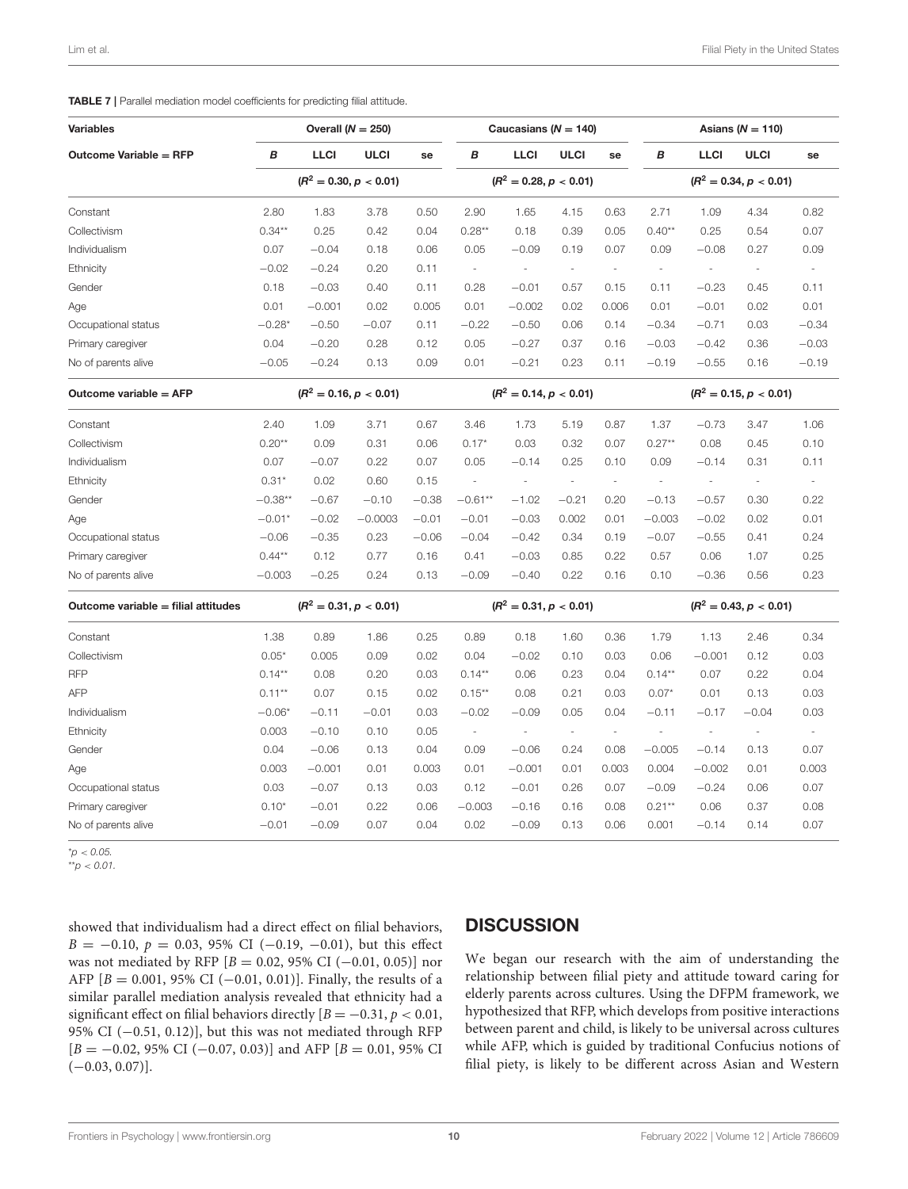**TABLE 7 |** Parallel mediation model coefficients for predicting filial attitude.

| Variables | Overall ($N = 250$) | | | | Caucasians ($N = 140$) | | | | Asians ($N = 110$) | | | |
|---|---|---|---|---|---|---|---|---|---|---|---|---|
| **Outcome Variable = RFP** | ***B*** | **LLCI** | **ULCI** | **se** | ***B*** | **LLCI** | **ULCI** | **se** | ***B*** | **LLCI** | **ULCI** | **se** |
| | ($R^2 = 0.30, p < 0.01$) | | | | ($R^2 = 0.28, p < 0.01$) | | | | ($R^2 = 0.34, p < 0.01$) | | | |
| Constant | 2.80 | 1.83 | 3.78 | 0.50 | 2.90 | 1.65 | 4.15 | 0.63 | 2.71 | 1.09 | 4.34 | 0.82 |
| Collectivism | 0.34** | 0.25 | 0.42 | 0.04 | 0.28** | 0.18 | 0.39 | 0.05 | 0.40** | 0.25 | 0.54 | 0.07 |
| Individualism | 0.07 | −0.04 | 0.18 | 0.06 | 0.05 | −0.09 | 0.19 | 0.07 | 0.09 | −0.08 | 0.27 | 0.09 |
| Ethnicity | −0.02 | −0.24 | 0.20 | 0.11 | - | - | - | - | - | - | - | - |
| Gender | 0.18 | −0.03 | 0.40 | 0.11 | 0.28 | −0.01 | 0.57 | 0.15 | 0.11 | −0.23 | 0.45 | 0.11 |
| Age | 0.01 | −0.001 | 0.02 | 0.005 | 0.01 | −0.002 | 0.02 | 0.006 | 0.01 | −0.01 | 0.02 | 0.01 |
| Occupational status | −0.28* | −0.50 | −0.07 | 0.11 | −0.22 | −0.50 | 0.06 | 0.14 | −0.34 | −0.71 | 0.03 | −0.34 |
| Primary caregiver | 0.04 | −0.20 | 0.28 | 0.12 | 0.05 | −0.27 | 0.37 | 0.16 | −0.03 | −0.42 | 0.36 | −0.03 |
| No of parents alive | −0.05 | −0.24 | 0.13 | 0.09 | 0.01 | −0.21 | 0.23 | 0.11 | −0.19 | −0.55 | 0.16 | −0.19 |
| **Outcome variable = AFP** | ($R^2 = 0.16, p < 0.01$) | | | | ($R^2 = 0.14, p < 0.01$) | | | | ($R^2 = 0.15, p < 0.01$) | | | |
| Constant | 2.40 | 1.09 | 3.71 | 0.67 | 3.46 | 1.73 | 5.19 | 0.87 | 1.37 | −0.73 | 3.47 | 1.06 |
| Collectivism | 0.20** | 0.09 | 0.31 | 0.06 | 0.17* | 0.03 | 0.32 | 0.07 | 0.27** | 0.08 | 0.45 | 0.10 |
| Individualism | 0.07 | −0.07 | 0.22 | 0.07 | 0.05 | −0.14 | 0.25 | 0.10 | 0.09 | −0.14 | 0.31 | 0.11 |
| Ethnicity | 0.31* | 0.02 | 0.60 | 0.15 | - | - | - | - | - | - | - | - |
| Gender | −0.38** | −0.67 | −0.10 | −0.38 | −0.61** | −1.02 | −0.21 | 0.20 | −0.13 | −0.57 | 0.30 | 0.22 |
| Age | −0.01* | −0.02 | −0.0003 | −0.01 | −0.01 | −0.03 | 0.002 | 0.01 | −0.003 | −0.02 | 0.02 | 0.01 |
| Occupational status | −0.06 | −0.35 | 0.23 | −0.06 | −0.04 | −0.42 | 0.34 | 0.19 | −0.07 | −0.55 | 0.41 | 0.24 |
| Primary caregiver | 0.44** | 0.12 | 0.77 | 0.16 | 0.41 | −0.03 | 0.85 | 0.22 | 0.57 | 0.06 | 1.07 | 0.25 |
| No of parents alive | −0.003 | −0.25 | 0.24 | 0.13 | −0.09 | −0.40 | 0.22 | 0.16 | 0.10 | −0.36 | 0.56 | 0.23 |
| **Outcome variable = filial attitudes** | ($R^2 = 0.31, p < 0.01$) | | | | ($R^2 = 0.31, p < 0.01$) | | | | ($R^2 = 0.43, p < 0.01$) | | | |
| Constant | 1.38 | 0.89 | 1.86 | 0.25 | 0.89 | 0.18 | 1.60 | 0.36 | 1.79 | 1.13 | 2.46 | 0.34 |
| Collectivism | 0.05* | 0.005 | 0.09 | 0.02 | 0.04 | −0.02 | 0.10 | 0.03 | 0.06 | −0.001 | 0.12 | 0.03 |
| RFP | 0.14** | 0.08 | 0.20 | 0.03 | 0.14** | 0.06 | 0.23 | 0.04 | 0.14** | 0.07 | 0.22 | 0.04 |
| AFP | 0.11** | 0.07 | 0.15 | 0.02 | 0.15** | 0.08 | 0.21 | 0.03 | 0.07* | 0.01 | 0.13 | 0.03 |
| Individualism | −0.06* | −0.11 | −0.01 | 0.03 | −0.02 | −0.09 | 0.05 | 0.04 | −0.11 | −0.17 | −0.04 | 0.03 |
| Ethnicity | 0.003 | −0.10 | 0.10 | 0.05 | - | - | - | - | - | - | - | - |
| Gender | 0.04 | −0.06 | 0.13 | 0.04 | 0.09 | −0.06 | 0.24 | 0.08 | −0.005 | −0.14 | 0.13 | 0.07 |
| Age | 0.003 | −0.001 | 0.01 | 0.003 | 0.01 | −0.001 | 0.01 | 0.003 | 0.004 | −0.002 | 0.01 | 0.003 |
| Occupational status | 0.03 | −0.07 | 0.13 | 0.03 | 0.12 | −0.01 | 0.26 | 0.07 | −0.09 | −0.24 | 0.06 | 0.07 |
| Primary caregiver | 0.10* | −0.01 | 0.22 | 0.06 | −0.003 | −0.16 | 0.16 | 0.08 | 0.21** | 0.06 | 0.37 | 0.08 |
| No of parents alive | −0.01 | −0.09 | 0.07 | 0.04 | 0.02 | −0.09 | 0.13 | 0.06 | 0.001 | −0.14 | 0.14 | 0.07 |

*$p < 0.05$.
**$p < 0.01$.

showed that individualism had a direct effect on filial behaviors, $B = -0.10$, $p = 0.03$, 95% CI (−0.19, −0.01), but this effect was not mediated by RFP [$B = 0.02$, 95% CI (−0.01, 0.05)] nor AFP [$B = 0.001$, 95% CI (−0.01, 0.01)]. Finally, the results of a similar parallel mediation analysis revealed that ethnicity had a significant effect on filial behaviors directly [$B = -0.31$, $p < 0.01$, 95% CI (−0.51, 0.12)], but this was not mediated through RFP [$B = -0.02$, 95% CI (−0.07, 0.03)] and AFP [$B = 0.01$, 95% CI (−0.03, 0.07)].

## DISCUSSION

We began our research with the aim of understanding the relationship between filial piety and attitude toward caring for elderly parents across cultures. Using the DFPM framework, we hypothesized that RFP, which develops from positive interactions between parent and child, is likely to be universal across cultures while AFP, which is guided by traditional Confucius notions of filial piety, is likely to be different across Asian and Western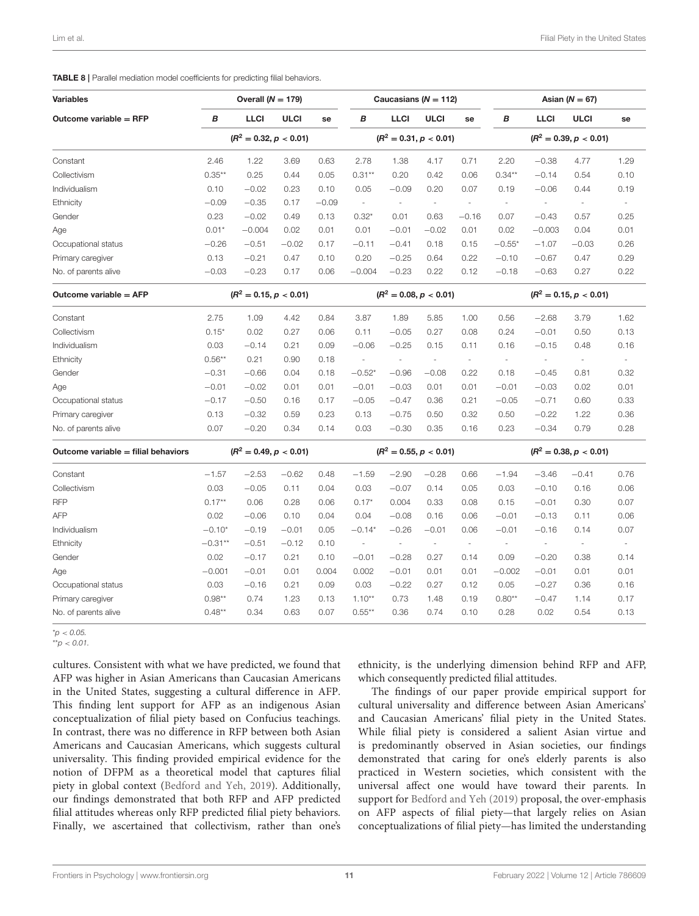**TABLE 8** | Parallel mediation model coefficients for predicting filial behaviors.

| Variables | Overall ($N = 179$) | | | | Caucasians ($N = 112$) | | | | Asian ($N = 67$) | | | |
|---|---|---|---|---|---|---|---|---|---|---|---|---|
| **Outcome variable = RFP** | ***B*** | **LLCI** | **ULCI** | **se** | ***B*** | **LLCI** | **ULCI** | **se** | ***B*** | **LLCI** | **ULCI** | **se** |
| | ($R^2 = 0.32, p < 0.01$) | | | | ($R^2 = 0.31, p < 0.01$) | | | | ($R^2 = 0.39, p < 0.01$) | | | |
| Constant | 2.46 | 1.22 | 3.69 | 0.63 | 2.78 | 1.38 | 4.17 | 0.71 | 2.20 | −0.38 | 4.77 | 1.29 |
| Collectivism | 0.35** | 0.25 | 0.44 | 0.05 | 0.31** | 0.20 | 0.42 | 0.06 | 0.34** | −0.14 | 0.54 | 0.10 |
| Individualism | 0.10 | −0.02 | 0.23 | 0.10 | 0.05 | −0.09 | 0.20 | 0.07 | 0.19 | −0.06 | 0.44 | 0.19 |
| Ethnicity | −0.09 | −0.35 | 0.17 | −0.09 | - | - | - | - | - | - | - | - |
| Gender | 0.23 | −0.02 | 0.49 | 0.13 | 0.32* | 0.01 | 0.63 | −0.16 | 0.07 | −0.43 | 0.57 | 0.25 |
| Age | 0.01* | −0.004 | 0.02 | 0.01 | 0.01 | −0.01 | −0.02 | 0.01 | 0.02 | −0.003 | 0.04 | 0.01 |
| Occupational status | −0.26 | −0.51 | −0.02 | 0.17 | −0.11 | −0.41 | 0.18 | 0.15 | −0.55* | −1.07 | −0.03 | 0.26 |
| Primary caregiver | 0.13 | −0.21 | 0.47 | 0.10 | 0.20 | −0.25 | 0.64 | 0.22 | −0.10 | −0.67 | 0.47 | 0.29 |
| No. of parents alive | −0.03 | −0.23 | 0.17 | 0.06 | −0.004 | −0.23 | 0.22 | 0.12 | −0.18 | −0.63 | 0.27 | 0.22 |
| **Outcome variable = AFP** | ($R^2 = 0.15, p < 0.01$) | | | | ($R^2 = 0.08, p < 0.01$) | | | | ($R^2 = 0.15, p < 0.01$) | | | |
| Constant | 2.75 | 1.09 | 4.42 | 0.84 | 3.87 | 1.89 | 5.85 | 1.00 | 0.56 | −2.68 | 3.79 | 1.62 |
| Collectivism | 0.15* | 0.02 | 0.27 | 0.06 | 0.11 | −0.05 | 0.27 | 0.08 | 0.24 | −0.01 | 0.50 | 0.13 |
| Individualism | 0.03 | −0.14 | 0.21 | 0.09 | −0.06 | −0.25 | 0.15 | 0.11 | 0.16 | −0.15 | 0.48 | 0.16 |
| Ethnicity | 0.56** | 0.21 | 0.90 | 0.18 | - | - | - | - | - | - | - | - |
| Gender | −0.31 | −0.66 | 0.04 | 0.18 | −0.52* | −0.96 | −0.08 | 0.22 | 0.18 | −0.45 | 0.81 | 0.32 |
| Age | −0.01 | −0.02 | 0.01 | 0.01 | −0.01 | −0.03 | 0.01 | 0.01 | −0.01 | −0.03 | 0.02 | 0.01 |
| Occupational status | −0.17 | −0.50 | 0.16 | 0.17 | −0.05 | −0.47 | 0.36 | 0.21 | −0.05 | −0.71 | 0.60 | 0.33 |
| Primary caregiver | 0.13 | −0.32 | 0.59 | 0.23 | 0.13 | −0.75 | 0.50 | 0.32 | 0.50 | −0.22 | 1.22 | 0.36 |
| No. of parents alive | 0.07 | −0.20 | 0.34 | 0.14 | 0.03 | −0.30 | 0.35 | 0.16 | 0.23 | −0.34 | 0.79 | 0.28 |
| **Outcome variable = filial behaviors** | ($R^2 = 0.49, p < 0.01$) | | | | ($R^2 = 0.55, p < 0.01$) | | | | ($R^2 = 0.38, p < 0.01$) | | | |
| Constant | −1.57 | −2.53 | −0.62 | 0.48 | −1.59 | −2.90 | −0.28 | 0.66 | −1.94 | −3.46 | −0.41 | 0.76 |
| Collectivism | 0.03 | −0.05 | 0.11 | 0.04 | 0.03 | −0.07 | 0.14 | 0.05 | 0.03 | −0.10 | 0.16 | 0.06 |
| RFP | 0.17** | 0.06 | 0.28 | 0.06 | 0.17* | 0.004 | 0.33 | 0.08 | 0.15 | −0.01 | 0.30 | 0.07 |
| AFP | 0.02 | −0.06 | 0.10 | 0.04 | 0.04 | −0.08 | 0.16 | 0.06 | −0.01 | −0.13 | 0.11 | 0.06 |
| Individualism | −0.10* | −0.19 | −0.01 | 0.05 | −0.14* | −0.26 | −0.01 | 0.06 | −0.01 | −0.16 | 0.14 | 0.07 |
| Ethnicity | −0.31** | −0.51 | −0.12 | 0.10 | - | - | - | - | - | - | - | - |
| Gender | 0.02 | −0.17 | 0.21 | 0.10 | −0.01 | −0.28 | 0.27 | 0.14 | 0.09 | −0.20 | 0.38 | 0.14 |
| Age | −0.001 | −0.01 | 0.01 | 0.004 | 0.002 | −0.01 | 0.01 | 0.01 | −0.002 | −0.01 | 0.01 | 0.01 |
| Occupational status | 0.03 | −0.16 | 0.21 | 0.09 | 0.03 | −0.22 | 0.27 | 0.12 | 0.05 | −0.27 | 0.36 | 0.16 |
| Primary caregiver | 0.98** | 0.74 | 1.23 | 0.13 | 1.10** | 0.73 | 1.48 | 0.19 | 0.80** | −0.47 | 1.14 | 0.17 |
| No. of parents alive | 0.48** | 0.34 | 0.63 | 0.07 | 0.55** | 0.36 | 0.74 | 0.10 | 0.28 | 0.02 | 0.54 | 0.13 |

*$p < 0.05$.
**$p < 0.01$.

cultures. Consistent with what we have predicted, we found that AFP was higher in Asian Americans than Caucasian Americans in the United States, suggesting a cultural difference in AFP. This finding lent support for AFP as an indigenous Asian conceptualization of filial piety based on Confucius teachings. In contrast, there was no difference in RFP between both Asian Americans and Caucasian Americans, which suggests cultural universality. This finding provided empirical evidence for the notion of DFPM as a theoretical model that captures filial piety in global context (Bedford and Yeh, 2019). Additionally, our findings demonstrated that both RFP and AFP predicted filial attitudes whereas only RFP predicted filial piety behaviors. Finally, we ascertained that collectivism, rather than one's ethnicity, is the underlying dimension behind RFP and AFP, which consequently predicted filial attitudes.

The findings of our paper provide empirical support for cultural universality and difference between Asian Americans' and Caucasian Americans' filial piety in the United States. While filial piety is considered a salient Asian virtue and is predominantly observed in Asian societies, our findings demonstrated that caring for one's elderly parents is also practiced in Western societies, which consistent with the universal affect one would have toward their parents. In support for Bedford and Yeh (2019) proposal, the over-emphasis on AFP aspects of filial piety—that largely relies on Asian conceptualizations of filial piety—has limited the understanding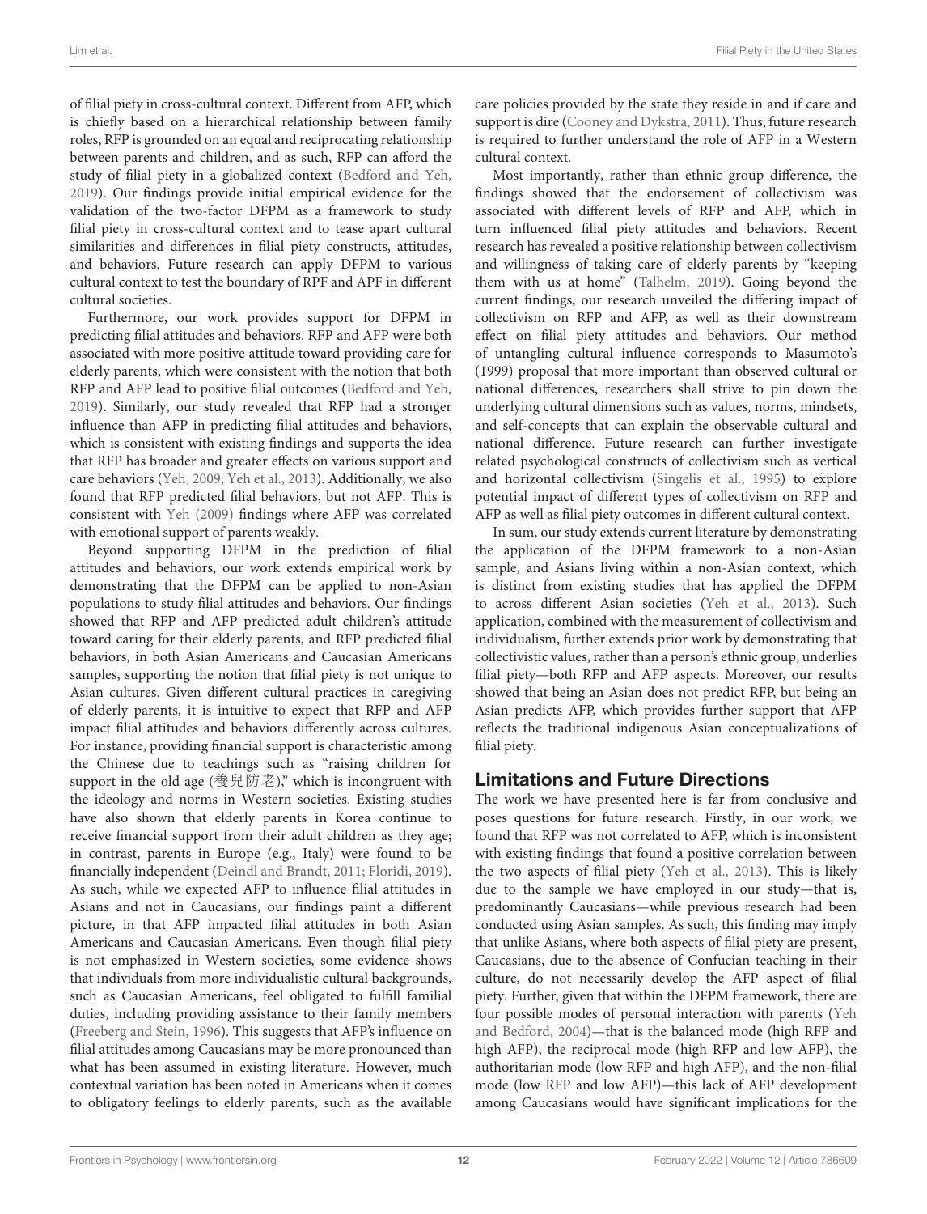of filial piety in cross-cultural context. Different from AFP, which is chiefly based on a hierarchical relationship between family roles, RFP is grounded on an equal and reciprocating relationship between parents and children, and as such, RFP can afford the study of filial piety in a globalized context (Bedford and Yeh, 2019). Our findings provide initial empirical evidence for the validation of the two-factor DFPM as a framework to study filial piety in cross-cultural context and to tease apart cultural similarities and differences in filial piety constructs, attitudes, and behaviors. Future research can apply DFPM to various cultural context to test the boundary of RPF and APF in different cultural societies.

Furthermore, our work provides support for DFPM in predicting filial attitudes and behaviors. RFP and AFP were both associated with more positive attitude toward providing care for elderly parents, which were consistent with the notion that both RFP and AFP lead to positive filial outcomes (Bedford and Yeh, 2019). Similarly, our study revealed that RFP had a stronger influence than AFP in predicting filial attitudes and behaviors, which is consistent with existing findings and supports the idea that RFP has broader and greater effects on various support and care behaviors (Yeh, 2009; Yeh et al., 2013). Additionally, we also found that RFP predicted filial behaviors, but not AFP. This is consistent with Yeh (2009) findings where AFP was correlated with emotional support of parents weakly.

Beyond supporting DFPM in the prediction of filial attitudes and behaviors, our work extends empirical work by demonstrating that the DFPM can be applied to non-Asian populations to study filial attitudes and behaviors. Our findings showed that RFP and AFP predicted adult children's attitude toward caring for their elderly parents, and RFP predicted filial behaviors, in both Asian Americans and Caucasian Americans samples, supporting the notion that filial piety is not unique to Asian cultures. Given different cultural practices in caregiving of elderly parents, it is intuitive to expect that RFP and AFP impact filial attitudes and behaviors differently across cultures. For instance, providing financial support is characteristic among the Chinese due to teachings such as "raising children for support in the old age (養兒防老)," which is incongruent with the ideology and norms in Western societies. Existing studies have also shown that elderly parents in Korea continue to receive financial support from their adult children as they age; in contrast, parents in Europe (e.g., Italy) were found to be financially independent (Deindl and Brandt, 2011; Floridi, 2019). As such, while we expected AFP to influence filial attitudes in Asians and not in Caucasians, our findings paint a different picture, in that AFP impacted filial attitudes in both Asian Americans and Caucasian Americans. Even though filial piety is not emphasized in Western societies, some evidence shows that individuals from more individualistic cultural backgrounds, such as Caucasian Americans, feel obligated to fulfill familial duties, including providing assistance to their family members (Freeberg and Stein, 1996). This suggests that AFP's influence on filial attitudes among Caucasians may be more pronounced than what has been assumed in existing literature. However, much contextual variation has been noted in Americans when it comes to obligatory feelings to elderly parents, such as the available care policies provided by the state they reside in and if care and support is dire (Cooney and Dykstra, 2011). Thus, future research is required to further understand the role of AFP in a Western cultural context.

Most importantly, rather than ethnic group difference, the findings showed that the endorsement of collectivism was associated with different levels of RFP and AFP, which in turn influenced filial piety attitudes and behaviors. Recent research has revealed a positive relationship between collectivism and willingness of taking care of elderly parents by "keeping them with us at home" (Talhelm, 2019). Going beyond the current findings, our research unveiled the differing impact of collectivism on RFP and AFP, as well as their downstream effect on filial piety attitudes and behaviors. Our method of untangling cultural influence corresponds to Masumoto's (1999) proposal that more important than observed cultural or national differences, researchers shall strive to pin down the underlying cultural dimensions such as values, norms, mindsets, and self-concepts that can explain the observable cultural and national difference. Future research can further investigate related psychological constructs of collectivism such as vertical and horizontal collectivism (Singelis et al., 1995) to explore potential impact of different types of collectivism on RFP and AFP as well as filial piety outcomes in different cultural context.

In sum, our study extends current literature by demonstrating the application of the DFPM framework to a non-Asian sample, and Asians living within a non-Asian context, which is distinct from existing studies that has applied the DFPM to across different Asian societies (Yeh et al., 2013). Such application, combined with the measurement of collectivism and individualism, further extends prior work by demonstrating that collectivistic values, rather than a person's ethnic group, underlies filial piety—both RFP and AFP aspects. Moreover, our results showed that being an Asian does not predict RFP, but being an Asian predicts AFP, which provides further support that AFP reflects the traditional indigenous Asian conceptualizations of filial piety.

## Limitations and Future Directions

The work we have presented here is far from conclusive and poses questions for future research. Firstly, in our work, we found that RFP was not correlated to AFP, which is inconsistent with existing findings that found a positive correlation between the two aspects of filial piety (Yeh et al., 2013). This is likely due to the sample we have employed in our study—that is, predominantly Caucasians—while previous research had been conducted using Asian samples. As such, this finding may imply that unlike Asians, where both aspects of filial piety are present, Caucasians, due to the absence of Confucian teaching in their culture, do not necessarily develop the AFP aspect of filial piety. Further, given that within the DFPM framework, there are four possible modes of personal interaction with parents (Yeh and Bedford, 2004)—that is the balanced mode (high RFP and high AFP), the reciprocal mode (high RFP and low AFP), the authoritarian mode (low RFP and high AFP), and the non-filial mode (low RFP and low AFP)—this lack of AFP development among Caucasians would have significant implications for the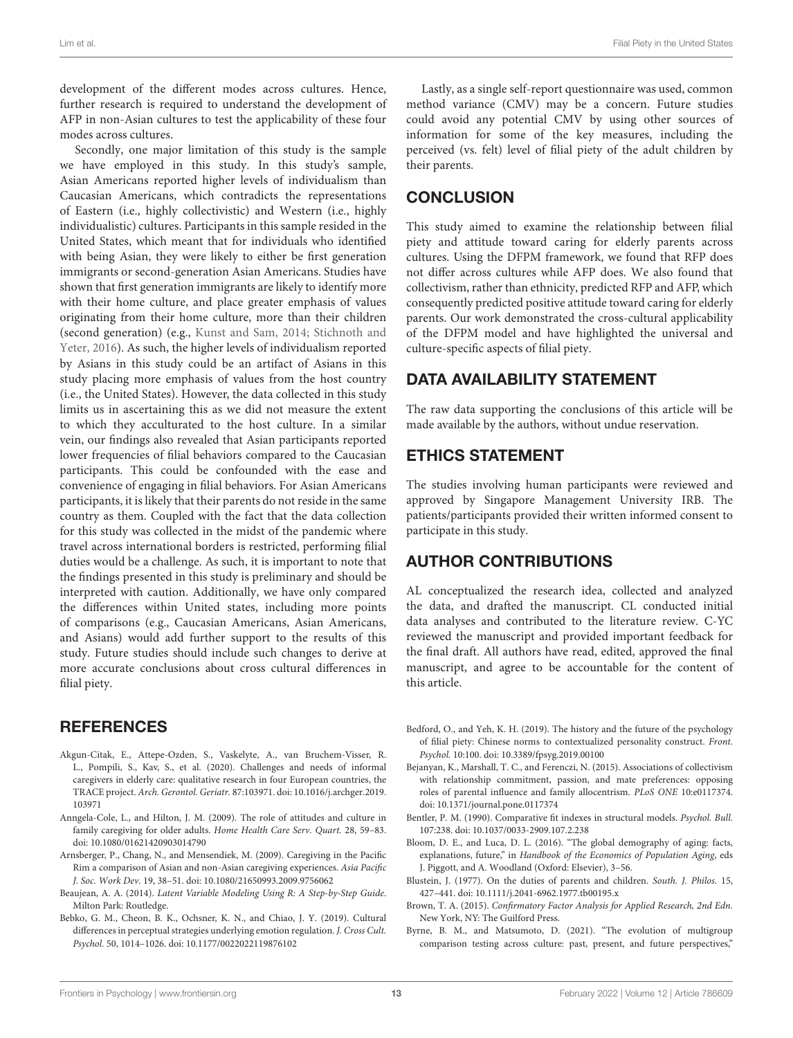development of the different modes across cultures. Hence, further research is required to understand the development of AFP in non-Asian cultures to test the applicability of these four modes across cultures.

Secondly, one major limitation of this study is the sample we have employed in this study. In this study's sample, Asian Americans reported higher levels of individualism than Caucasian Americans, which contradicts the representations of Eastern (i.e., highly collectivistic) and Western (i.e., highly individualistic) cultures. Participants in this sample resided in the United States, which meant that for individuals who identified with being Asian, they were likely to either be first generation immigrants or second-generation Asian Americans. Studies have shown that first generation immigrants are likely to identify more with their home culture, and place greater emphasis of values originating from their home culture, more than their children (second generation) (e.g., Kunst and Sam, 2014; Stichnoth and Yeter, 2016). As such, the higher levels of individualism reported by Asians in this study could be an artifact of Asians in this study placing more emphasis of values from the host country (i.e., the United States). However, the data collected in this study limits us in ascertaining this as we did not measure the extent to which they acculturated to the host culture. In a similar vein, our findings also revealed that Asian participants reported lower frequencies of filial behaviors compared to the Caucasian participants. This could be confounded with the ease and convenience of engaging in filial behaviors. For Asian Americans participants, it is likely that their parents do not reside in the same country as them. Coupled with the fact that the data collection for this study was collected in the midst of the pandemic where travel across international borders is restricted, performing filial duties would be a challenge. As such, it is important to note that the findings presented in this study is preliminary and should be interpreted with caution. Additionally, we have only compared the differences within United states, including more points of comparisons (e.g., Caucasian Americans, Asian Americans, and Asians) would add further support to the results of this study. Future studies should include such changes to derive at more accurate conclusions about cross cultural differences in filial piety.

Lastly, as a single self-report questionnaire was used, common method variance (CMV) may be a concern. Future studies could avoid any potential CMV by using other sources of information for some of the key measures, including the perceived (vs. felt) level of filial piety of the adult children by their parents.

## CONCLUSION

This study aimed to examine the relationship between filial piety and attitude toward caring for elderly parents across cultures. Using the DFPM framework, we found that RFP does not differ across cultures while AFP does. We also found that collectivism, rather than ethnicity, predicted RFP and AFP, which consequently predicted positive attitude toward caring for elderly parents. Our work demonstrated the cross-cultural applicability of the DFPM model and have highlighted the universal and culture-specific aspects of filial piety.

## DATA AVAILABILITY STATEMENT

The raw data supporting the conclusions of this article will be made available by the authors, without undue reservation.

## ETHICS STATEMENT

The studies involving human participants were reviewed and approved by Singapore Management University IRB. The patients/participants provided their written informed consent to participate in this study.

## AUTHOR CONTRIBUTIONS

AL conceptualized the research idea, collected and analyzed the data, and drafted the manuscript. CL conducted initial data analyses and contributed to the literature review. C-YC reviewed the manuscript and provided important feedback for the final draft. All authors have read, edited, approved the final manuscript, and agree to be accountable for the content of this article.

## REFERENCES

Akgun-Citak, E., Attepe-Ozden, S., Vaskelyte, A., van Bruchem-Visser, R. L., Pompili, S., Kav, S., et al. (2020). Challenges and needs of informal caregivers in elderly care: qualitative research in four European countries, the TRACE project. *Arch. Gerontol. Geriatr.* 87:103971. doi: 10.1016/j.archger.2019.103971

Anngela-Cole, L., and Hilton, J. M. (2009). The role of attitudes and culture in family caregiving for older adults. *Home Health Care Serv. Quart.* 28, 59–83. doi: 10.1080/01621420903014790

Arnsberger, P., Chang, N., and Mensendiek, M. (2009). Caregiving in the Pacific Rim a comparison of Asian and non-Asian caregiving experiences. *Asia Pacific J. Soc. Work Dev.* 19, 38–51. doi: 10.1080/21650993.2009.9756062

Beaujean, A. A. (2014). *Latent Variable Modeling Using R: A Step-by-Step Guide.* Milton Park: Routledge.

Bebko, G. M., Cheon, B. K., Ochsner, K. N., and Chiao, J. Y. (2019). Cultural differences in perceptual strategies underlying emotion regulation. *J. Cross Cult. Psychol.* 50, 1014–1026. doi: 10.1177/0022022119876102

Bedford, O., and Yeh, K. H. (2019). The history and the future of the psychology of filial piety: Chinese norms to contextualized personality construct. *Front. Psychol.* 10:100. doi: 10.3389/fpsyg.2019.00100

Bejanyan, K., Marshall, T. C., and Ferenczi, N. (2015). Associations of collectivism with relationship commitment, passion, and mate preferences: opposing roles of parental influence and family allocentrism. *PLoS ONE* 10:e0117374. doi: 10.1371/journal.pone.0117374

Bentler, P. M. (1990). Comparative fit indexes in structural models. *Psychol. Bull.* 107:238. doi: 10.1037/0033-2909.107.2.238

Bloom, D. E., and Luca, D. L. (2016). "The global demography of aging: facts, explanations, future," in *Handbook of the Economics of Population Aging*, eds J. Piggott, and A. Woodland (Oxford: Elsevier), 3–56.

Blustein, J. (1977). On the duties of parents and children. *South. J. Philos.* 15, 427–441. doi: 10.1111/j.2041-6962.1977.tb00195.x

Brown, T. A. (2015). *Confirmatory Factor Analysis for Applied Research, 2nd Edn.* New York, NY: The Guilford Press.

Byrne, B. M., and Matsumoto, D. (2021). "The evolution of multigroup comparison testing across culture: past, present, and future perspectives,"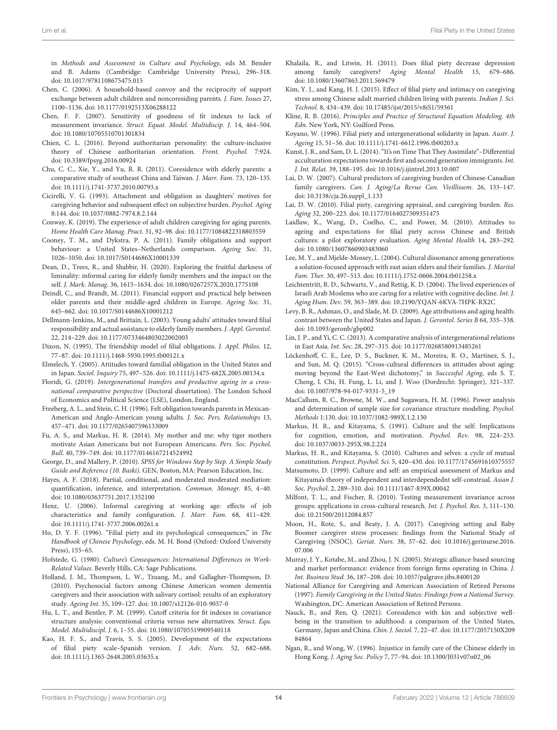in *Methods and Assessment in Culture and Psychology,* eds M. Bender and B. Adams (Cambridge: Cambridge University Press), 296–318. doi: 10.1017/9781108675475.015

Chen, C. (2006). A household-based convoy and the reciprocity of support exchange between adult children and noncoresiding parents. *J. Fam. Issues* 27, 1100–1136. doi: 10.1177/0192513X06288122

Chen, F. F. (2007). Sensitivity of goodness of fit indexes to lack of measurement invariance. *Struct. Equat. Model. Multidiscip. J.* 14, 464–504. doi: 10.1080/10705510701301834

Chien, C. L. (2016). Beyond authoritarian personality: the culture-inclusive theory of Chinese authoritarian orientation. *Front. Psychol.* 7:924. doi: 10.3389/fpsyg.2016.00924

Chu, C. C., Xie, Y., and Yu, R. R. (2011). Coresidence with elderly parents: a comparative study of southeast China and Taiwan. *J. Marr. Fam.* 73, 120–135. doi: 10.1111/j.1741-3737.2010.00793.x

Cicirelli, V. G. (1993). Attachment and obligation as daughters' motives for caregiving behavior and subsequent effect on subjective burden. *Psychol. Aging* 8:144. doi: 10.1037/0882-7974.8.2.144

Conway, K. (2019). The experience of adult children caregiving for aging parents. *Home Health Care Manag. Pract.* 31, 92–98. doi: 10.1177/1084822318803559

Cooney, T. M., and Dykstra, P. A. (2011). Family obligations and support behaviour: a United States–Netherlands comparison. *Ageing Soc.* 31, 1026–1050. doi: 10.1017/S0144686X10001339

Dean, D., Trees, R., and Shabbir, H. (2020). Exploring the fruitful darkness of liminality: informal caring for elderly family members and the impact on the self. *J. Mark. Manag.* 36, 1615–1634. doi: 10.1080/0267257X.2020.1775108

Deindl, C., and Brandt, M. (2011). Financial support and practical help between older parents and their middle-aged children in Europe. *Ageing Soc.* 31, 645–662. doi: 10.1017/S0144686X10001212

Dellmann-Jenkins, M., and Brittain, L. (2003). Young adults' attitudes toward filial responsibility and actual assistance to elderly family members. *J. Appl. Gerontol.* 22, 214–229. doi: 10.1177/0733464803022002003

Dixon, N. (1995). The friendship model of filial obligations. *J. Appl. Philos.* 12, 77–87. doi: 10.1111/j.1468-5930.1995.tb00121.x

Elmelech, Y. (2005). Attitudes toward familial obligation in the United States and in Japan. *Sociol. Inquiry* 75, 497–526. doi: 10.1111/j.1475-682X.2005.00134.x

Floridi, G. (2019). *Intergenerational transfers and productive ageing in a cross-national comparative perspective* (Doctoral dissertation). The London School of Economics and Political Science (LSE), London, England.

Freeberg, A. L., and Stein, C. H. (1996). Felt obligation towards parents in Mexican-American and Anglo-American young adults. *J. Soc. Pers. Relationships* 13, 457–471. doi: 10.1177/0265407596133009

Fu, A. S., and Markus, H. R. (2014). My mother and me: why tiger mothers motivate Asian Americans but not European Americans. *Pers. Soc. Psychol. Bull.* 40, 739–749. doi: 10.1177/0146167214524992

George, D., and Mallery, P. (2010). *SPSS for Windows Step by Step. A Simple Study Guide and Reference (10. Baski)*. GEN, Boston, MA: Pearson Education, Inc.

Hayes, A. F. (2018). Partial, conditional, and moderated moderated mediation: quantification, inference, and interpretation. *Commun. Monogr.* 85, 4–40. doi: 10.1080/03637751.2017.1352100

Henz, U. (2006). Informal caregiving at working age: effects of job characteristics and family configuration. *J. Marr. Fam.* 68, 411–429. doi: 10.1111/j.1741-3737.2006.00261.x

Ho, D. Y. F. (1996). "Filial piety and its psychological consequences," in *The Handbook of Chinese Psychology*, eds. M. H. Bond (Oxford: Oxford University Press), 155–65.

Hofstede, G. (1980). *Culture's Consequences: International Differences in Work-Related Values*. Beverly Hills, CA: Sage Publications.

Holland, J. M., Thompson, L. W., Tzuang, M., and Gallagher-Thompson, D. (2010). Psychosocial factors among Chinese American women dementia caregivers and their association with salivary cortisol: results of an exploratory study. *Ageing Int.* 35, 109–127. doi: 10.1007/s12126-010-9057-0

Hu, L. T., and Bentler, P. M. (1999). Cutoff criteria for fit indexes in covariance structure analysis: conventional criteria versus new alternatives. *Struct. Equ. Model. Multidiscipl. J.* 6, 1–55. doi: 10.1080/10705519909540118

Kao, H. F. S., and Travis, S. S. (2005). Development of the expectations of filial piety scale–Spanish version. *J. Adv. Nurs.* 52, 682–688. doi: 10.1111/j.1365-2648.2005.03635.x

Khalaila, R., and Litwin, H. (2011). Does filial piety decrease depression among family caregivers? *Aging Mental Health* 15, 679–686. doi: 10.1080/13607863.2011.569479

Kim, Y. J., and Kang, H. J. (2015). Effect of filial piety and intimacy on caregiving stress among Chinese adult married children living with parents. *Indian J. Sci. Technol.* 8, 434–439. doi: 10.17485/ijst/2015/v8iS1/59361

Kline, R. B. (2016). *Principles and Practice of Structural Equation Modeling. 4th Edn*. New York, NY: Guilford Press.

Koyano, W. (1996). Filial piety and intergenerational solidarity in Japan. *Austr. J. Ageing* 15, 51–56. doi: 10.1111/j.1741-6612.1996.tb00203.x

Kunst, J. R., and Sam, D. L. (2014). "It's on Time That They Assimilate"–Differential acculturation expectations towards first and second generation immigrants. *Int. J. Int. Relat.* 39, 188–195. doi: 10.1016/j.ijintrel.2013.10.007

Lai, D. W. (2007). Cultural predictors of caregiving burden of Chinese-Canadian family caregivers. *Can. J. Aging/La Revue Can. Vieillissem.* 26, 133–147. doi: 10.3138/cja.26.suppl_1.133

Lai, D. W. (2010). Filial piety, caregiving appraisal, and caregiving burden. *Res. Aging* 32, 200–223. doi: 10.1177/0164027509351475

Laidlaw, K., Wang, D., Coelho, C., and Power, M. (2010). Attitudes to ageing and expectations for filial piety across Chinese and British cultures: a pilot exploratory evaluation. *Aging Mental Health* 14, 283–292. doi: 10.1080/13607860903483060

Lee, M. Y., and Mjelde-Mossey, L. (2004). Cultural dissonance among generations: a solution-focused approach with east asian elders and their families. *J. Marital Fam. Ther.* 30, 497–513. doi: 10.1111/j.1752-0606.2004.tb01258.x

Leichtentritt, R. D., Schwartz, V., and Rettig, K. D. (2004). The lived experiences of Israeli Arab Moslems who are caring for a relative with cognitive decline. *Int. J. Aging Hum. Dev.* 59, 363–389. doi: 10.2190/YQAN-6KVA-7HPK-RX2C

Levy, B. R., Ashman, O., and Slade, M. D. (2009). Age attributions and aging health: contrast between the United States and Japan. *J. Gerontol. Series B* 64, 335–338. doi: 10.1093/geronb/gbp002

Lin, J. P., and Yi, C. C. (2013). A comparative analysis of intergenerational relations in East Asia. *Int. Soc.* 28, 297–315. doi: 10.1177/0268580913485261

Löckenhoff, C. E., Lee, D. S., Buckner, K. M., Moreira, R. O., Martinez, S. J., and Sun, M. Q. (2015). "Cross-cultural differences in attitudes about aging: moving beyond the East-West dichotomy," in *Successful Aging*, eds S. T. Cheng, I. Chi, H. Fung, L. Li, and J. Woo (Dordrecht: Springer), 321–337. doi: 10.1007/978-94-017-9331-5_19

MacCallum, R. C., Browne, M. W., and Sugawara, H. M. (1996). Power analysis and determination of sample size for covariance structure modeling. *Psychol. Methods* 1:130. doi: 10.1037/1082-989X.1.2.130

Markus, H. R., and Kitayama, S. (1991). Culture and the self: Implications for cognition, emotion, and motivation. *Psychol. Rev.* 98, 224–253. doi: 10.1037/0033-295X.98.2.224

Markus, H. R., and Kitayama, S. (2010). Cultures and selves: a cycle of mutual constitution. *Perspect. Psychol. Sci.* 5, 420–430. doi: 10.1177/1745691610375557

Matsumoto, D. (1999). Culture and self: an empirical assessment of Markus and Kitayama's theory of independent and interdependednt self-construal. *Asian J. Soc. Psychol.* 2, 289–310. doi: 10.1111/1467-839X.00042

Milfont, T. L., and Fischer, R. (2010). Testing measurement invariance across groups: applications in cross-cultural research. *Int. J. Psychol. Res.* 3, 111–130. doi: 10.21500/20112084.857

Moon, H., Rote, S., and Beaty, J. A. (2017). Caregiving setting and Baby Boomer caregiver stress processes: findings from the National Study of Caregiving (NSOC). *Geriat. Nurs.* 38, 57–62. doi: 10.1016/j.gerinurse.2016.07.006

Murray, J. Y., Kotabe, M., and Zhou, J. N. (2005). Strategic alliance-based sourcing and market performance: evidence from foreign firms operating in China. *J. Int. Business Stud.* 36, 187–208. doi: 10.1057/palgrave.jibs.8400120

National Alliance for Caregiving and American Association of Retired Persons (1997). *Family Caregiving in the United States: Findings from a National Survey*. Washington, DC: American Association of Retired Persons.

Nauck, B., and Ren, Q. (2021). Coresidence with kin and subjective well-being in the transition to adulthood: a comparison of the United States, Germany, Japan and China. *Chin. J. Sociol.* 7, 22–47. doi: 10.1177/2057150X20984864

Ngan, R., and Wong, W. (1996). Injustice in family care of the Chinese elderly in Hong Kong. *J. Aging Soc. Policy* 7, 77–94. doi: 10.1300/J031v07n02_06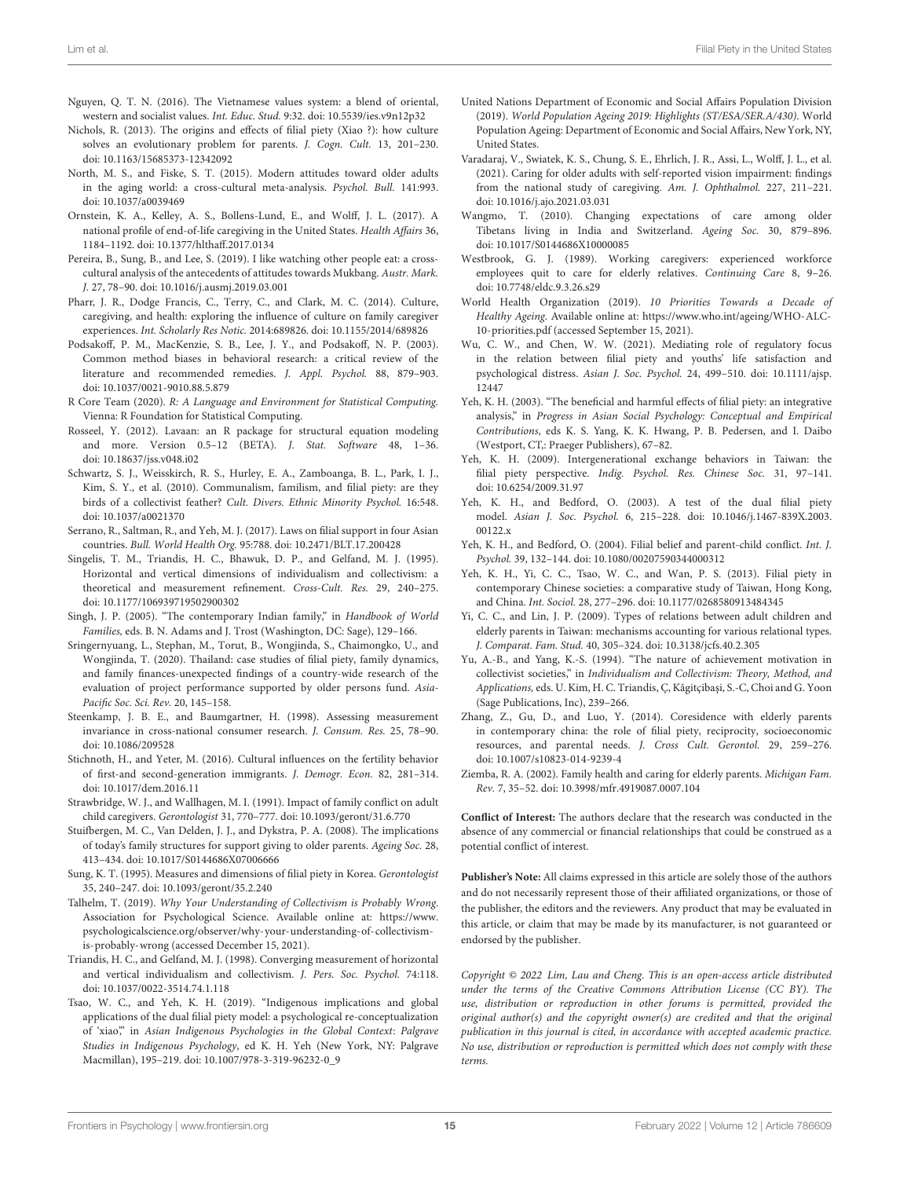Nguyen, Q. T. N. (2016). The Vietnamese values system: a blend of oriental, western and socialist values. *Int. Educ. Stud.* 9:32. doi: 10.5539/ies.v9n12p32

Nichols, R. (2013). The origins and effects of filial piety (Xiao ?): how culture solves an evolutionary problem for parents. *J. Cogn. Cult.* 13, 201–230. doi: 10.1163/15685373-12342092

North, M. S., and Fiske, S. T. (2015). Modern attitudes toward older adults in the aging world: a cross-cultural meta-analysis. *Psychol. Bull.* 141:993. doi: 10.1037/a0039469

Ornstein, K. A., Kelley, A. S., Bollens-Lund, E., and Wolff, J. L. (2017). A national profile of end-of-life caregiving in the United States. *Health Affairs* 36, 1184–1192. doi: 10.1377/hlthaff.2017.0134

Pereira, B., Sung, B., and Lee, S. (2019). I like watching other people eat: a cross-cultural analysis of the antecedents of attitudes towards Mukbang. *Austr. Mark. J.* 27, 78–90. doi: 10.1016/j.ausmj.2019.03.001

Pharr, J. R., Dodge Francis, C., Terry, C., and Clark, M. C. (2014). Culture, caregiving, and health: exploring the influence of culture on family caregiver experiences. *Int. Scholarly Res Notic.* 2014:689826. doi: 10.1155/2014/689826

Podsakoff, P. M., MacKenzie, S. B., Lee, J. Y., and Podsakoff, N. P. (2003). Common method biases in behavioral research: a critical review of the literature and recommended remedies. *J. Appl. Psychol.* 88, 879–903. doi: 10.1037/0021-9010.88.5.879

R Core Team (2020). *R: A Language and Environment for Statistical Computing.* Vienna: R Foundation for Statistical Computing.

Rosseel, Y. (2012). Lavaan: an R package for structural equation modeling and more. Version 0.5–12 (BETA). *J. Stat. Software* 48, 1–36. doi: 10.18637/jss.v048.i02

Schwartz, S. J., Weisskirch, R. S., Hurley, E. A., Zamboanga, B. L., Park, I. J., Kim, S. Y., et al. (2010). Communalism, familism, and filial piety: are they birds of a collectivist feather? *Cult. Divers. Ethnic Minority Psychol.* 16:548. doi: 10.1037/a0021370

Serrano, R., Saltman, R., and Yeh, M. J. (2017). Laws on filial support in four Asian countries. *Bull. World Health Org.* 95:788. doi: 10.2471/BLT.17.200428

Singelis, T. M., Triandis, H. C., Bhawuk, D. P., and Gelfand, M. J. (1995). Horizontal and vertical dimensions of individualism and collectivism: a theoretical and measurement refinement. *Cross-Cult. Res.* 29, 240–275. doi: 10.1177/106939719502900302

Singh, J. P. (2005). "The contemporary Indian family," in *Handbook of World Families*, eds. B. N. Adams and J. Trost (Washington, DC: Sage), 129–166.

Sringernyuang, L., Stephan, M., Torut, B., Wongjinda, S., Chaimongko, U., and Wongjinda, T. (2020). Thailand: case studies of filial piety, family dynamics, and family finances-unexpected findings of a country-wide research of the evaluation of project performance supported by older persons fund. *Asia-Pacific Soc. Sci. Rev.* 20, 145–158.

Steenkamp, J. B. E., and Baumgartner, H. (1998). Assessing measurement invariance in cross-national consumer research. *J. Consum. Res.* 25, 78–90. doi: 10.1086/209528

Stichnoth, H., and Yeter, M. (2016). Cultural influences on the fertility behavior of first-and second-generation immigrants. *J. Demogr. Econ.* 82, 281–314. doi: 10.1017/dem.2016.11

Strawbridge, W. J., and Wallhagen, M. I. (1991). Impact of family conflict on adult child caregivers. *Gerontologist* 31, 770–777. doi: 10.1093/geront/31.6.770

Stuifbergen, M. C., Van Delden, J. J., and Dykstra, P. A. (2008). The implications of today's family structures for support giving to older parents. *Ageing Soc.* 28, 413–434. doi: 10.1017/S0144686X07006666

Sung, K. T. (1995). Measures and dimensions of filial piety in Korea. *Gerontologist* 35, 240–247. doi: 10.1093/geront/35.2.240

Talhelm, T. (2019). *Why Your Understanding of Collectivism is Probably Wrong.* Association for Psychological Science. Available online at: https://www.psychologicalscience.org/observer/why-your-understanding-of-collectivism-is-probably-wrong (accessed December 15, 2021).

Triandis, H. C., and Gelfand, M. J. (1998). Converging measurement of horizontal and vertical individualism and collectivism. *J. Pers. Soc. Psychol.* 74:118. doi: 10.1037/0022-3514.74.1.118

Tsao, W. C., and Yeh, K. H. (2019). "Indigenous implications and global applications of the dual filial piety model: a psychological re-conceptualization of 'xiao'," in *Asian Indigenous Psychologies in the Global Context*: *Palgrave Studies in Indigenous Psychology*, ed K. H. Yeh (New York, NY: Palgrave Macmillan), 195–219. doi: 10.1007/978-3-319-96232-0_9

United Nations Department of Economic and Social Affairs Population Division (2019). *World Population Ageing 2019: Highlights (ST/ESA/SER.A/430).* World Population Ageing: Department of Economic and Social Affairs, New York, NY, United States.

Varadaraj, V., Swiatek, K. S., Chung, S. E., Ehrlich, J. R., Assi, L., Wolff, J. L., et al. (2021). Caring for older adults with self-reported vision impairment: findings from the national study of caregiving. *Am. J. Ophthalmol.* 227, 211–221. doi: 10.1016/j.ajo.2021.03.031

Wangmo, T. (2010). Changing expectations of care among older Tibetans living in India and Switzerland. *Ageing Soc.* 30, 879–896. doi: 10.1017/S0144686X10000085

Westbrook, G. J. (1989). Working caregivers: experienced workforce employees quit to care for elderly relatives. *Continuing Care* 8, 9–26. doi: 10.7748/eldc.9.3.26.s29

World Health Organization (2019). *10 Priorities Towards a Decade of Healthy Ageing.* Available online at: https://www.who.int/ageing/WHO-ALC-10-priorities.pdf (accessed September 15, 2021).

Wu, C. W., and Chen, W. W. (2021). Mediating role of regulatory focus in the relation between filial piety and youths' life satisfaction and psychological distress. *Asian J. Soc. Psychol.* 24, 499–510. doi: 10.1111/ajsp.12447

Yeh, K. H. (2003). "The beneficial and harmful effects of filial piety: an integrative analysis," in *Progress in Asian Social Psychology: Conceptual and Empirical Contributions*, eds K. S. Yang, K. K. Hwang, P. B. Pedersen, and I. Daibo (Westport, CT,: Praeger Publishers), 67–82.

Yeh, K. H. (2009). Intergenerational exchange behaviors in Taiwan: the filial piety perspective. *Indig. Psychol. Res. Chinese Soc.* 31, 97–141. doi: 10.6254/2009.31.97

Yeh, K. H., and Bedford, O. (2003). A test of the dual filial piety model. *Asian J. Soc. Psychol.* 6, 215–228. doi: 10.1046/j.1467-839X.2003.00122.x

Yeh, K. H., and Bedford, O. (2004). Filial belief and parent-child conflict. *Int. J. Psychol.* 39, 132–144. doi: 10.1080/00207590344000312

Yeh, K. H., Yi, C. C., Tsao, W. C., and Wan, P. S. (2013). Filial piety in contemporary Chinese societies: a comparative study of Taiwan, Hong Kong, and China. *Int. Sociol.* 28, 277–296. doi: 10.1177/0268580913484345

Yi, C. C., and Lin, J. P. (2009). Types of relations between adult children and elderly parents in Taiwan: mechanisms accounting for various relational types. *J. Comparat. Fam. Stud.* 40, 305–324. doi: 10.3138/jcfs.40.2.305

Yu, A.-B., and Yang, K.-S. (1994). "The nature of achievement motivation in collectivist societies," in *Individualism and Collectivism: Theory, Method, and Applications,* eds. U. Kim, H. C. Triandis, Ç. Kâğitçibaşi, S.-C, Choi and G. Yoon (Sage Publications, Inc), 239–266.

Zhang, Z., Gu, D., and Luo, Y. (2014). Coresidence with elderly parents in contemporary china: the role of filial piety, reciprocity, socioeconomic resources, and parental needs. *J. Cross Cult. Gerontol.* 29, 259–276. doi: 10.1007/s10823-014-9239-4

Ziemba, R. A. (2002). Family health and caring for elderly parents. *Michigan Fam. Rev.* 7, 35–52. doi: 10.3998/mfr.4919087.0007.104

**Conflict of Interest:** The authors declare that the research was conducted in the absence of any commercial or financial relationships that could be construed as a potential conflict of interest.

**Publisher's Note:** All claims expressed in this article are solely those of the authors and do not necessarily represent those of their affiliated organizations, or those of the publisher, the editors and the reviewers. Any product that may be evaluated in this article, or claim that may be made by its manufacturer, is not guaranteed or endorsed by the publisher.

*Copyright © 2022 Lim, Lau and Cheng. This is an open-access article distributed under the terms of the Creative Commons Attribution License (CC BY). The use, distribution or reproduction in other forums is permitted, provided the original author(s) and the copyright owner(s) are credited and that the original publication in this journal is cited, in accordance with accepted academic practice. No use, distribution or reproduction is permitted which does not comply with these terms.*